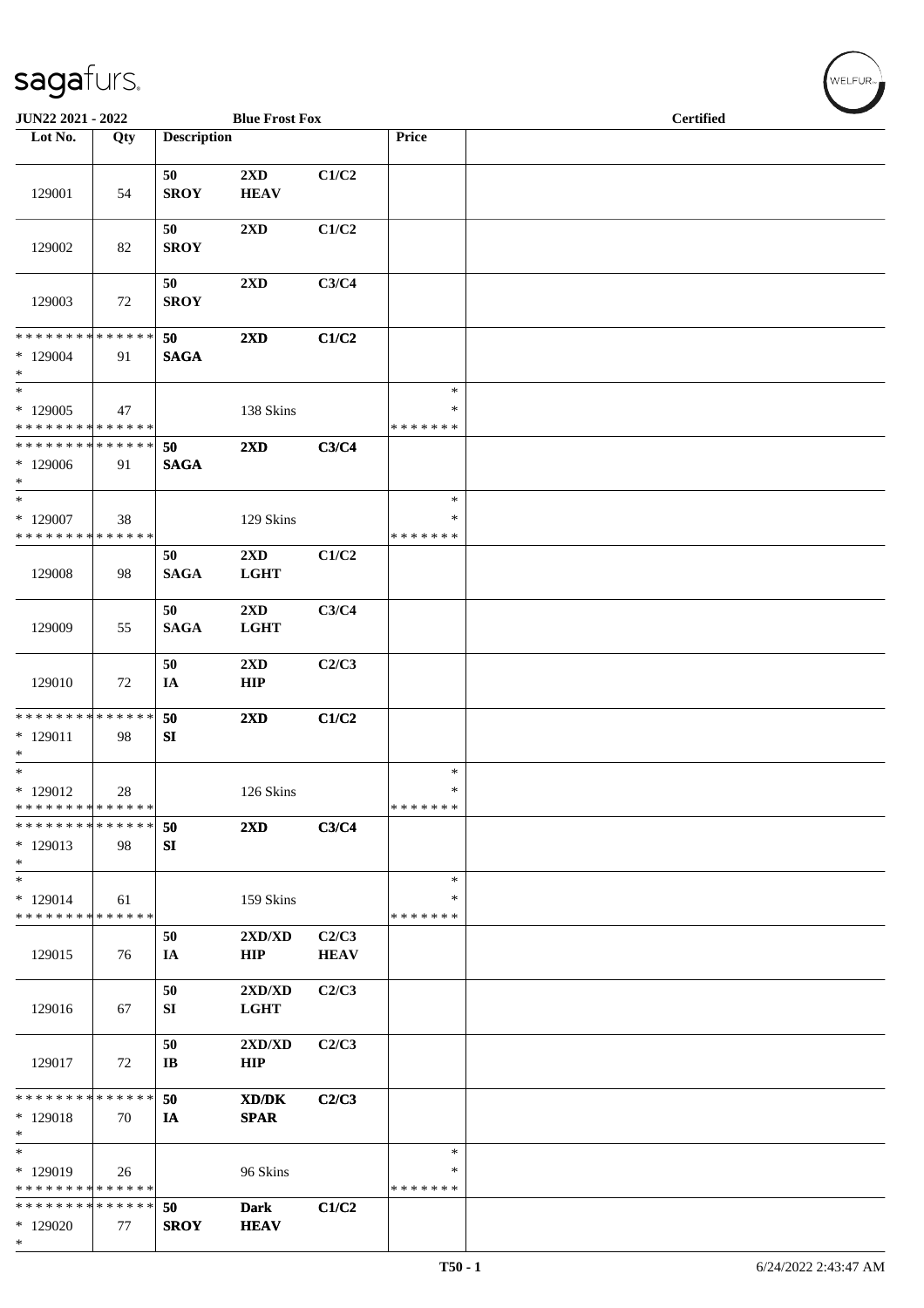# sagafurs.

JUN22 2021 - 2022 — Blue Frost Fox — Certified

| Lot No. | Qty | Description | | | Price | |
|---|---|---|---|---|---|---|
| 129001 | 54 | 50 SROY | 2XD HEAV | C1/C2 | | |
| 129002 | 82 | 50 SROY | 2XD | C1/C2 | | |
| 129003 | 72 | 50 SROY | 2XD | C3/C4 | | |
| * * * * * * * * * * * * * * * 129004 * | 91 | 50 SAGA | 2XD | C1/C2 | | |
| * * 129005 * * * * * * * * * * * * * * | 47 | | 138 Skins | | * * * * * * * * * | |
| * * * * * * * * * * * * * * * 129006 * | 91 | 50 SAGA | 2XD | C3/C4 | | |
| * * 129007 * * * * * * * * * * * * * * | 38 | | 129 Skins | | * * * * * * * * * | |
| 129008 | 98 | 50 SAGA | 2XD LGHT | C1/C2 | | |
| 129009 | 55 | 50 SAGA | 2XD LGHT | C3/C4 | | |
| 129010 | 72 | 50 IA | 2XD HIP | C2/C3 | | |
| * * * * * * * * * * * * * * * 129011 * | 98 | 50 SI | 2XD | C1/C2 | | |
| * * 129012 * * * * * * * * * * * * * * | 28 | | 126 Skins | | * * * * * * * * * | |
| * * * * * * * * * * * * * * * 129013 * | 98 | 50 SI | 2XD | C3/C4 | | |
| * * 129014 * * * * * * * * * * * * * * | 61 | | 159 Skins | | * * * * * * * * * | |
| 129015 | 76 | 50 IA | 2XD/XD HIP | C2/C3 HEAV | | |
| 129016 | 67 | 50 SI | 2XD/XD LGHT | C2/C3 | | |
| 129017 | 72 | 50 IB | 2XD/XD HIP | C2/C3 | | |
| * * * * * * * * * * * * * * * 129018 * | 70 | 50 IA | XD/DK SPAR | C2/C3 | | |
| * * 129019 * * * * * * * * * * * * * * | 26 | | 96 Skins | | * * * * * * * * * | |
| * * * * * * * * * * * * * * * 129020 * | 77 | 50 SROY | Dark HEAV | C1/C2 | | |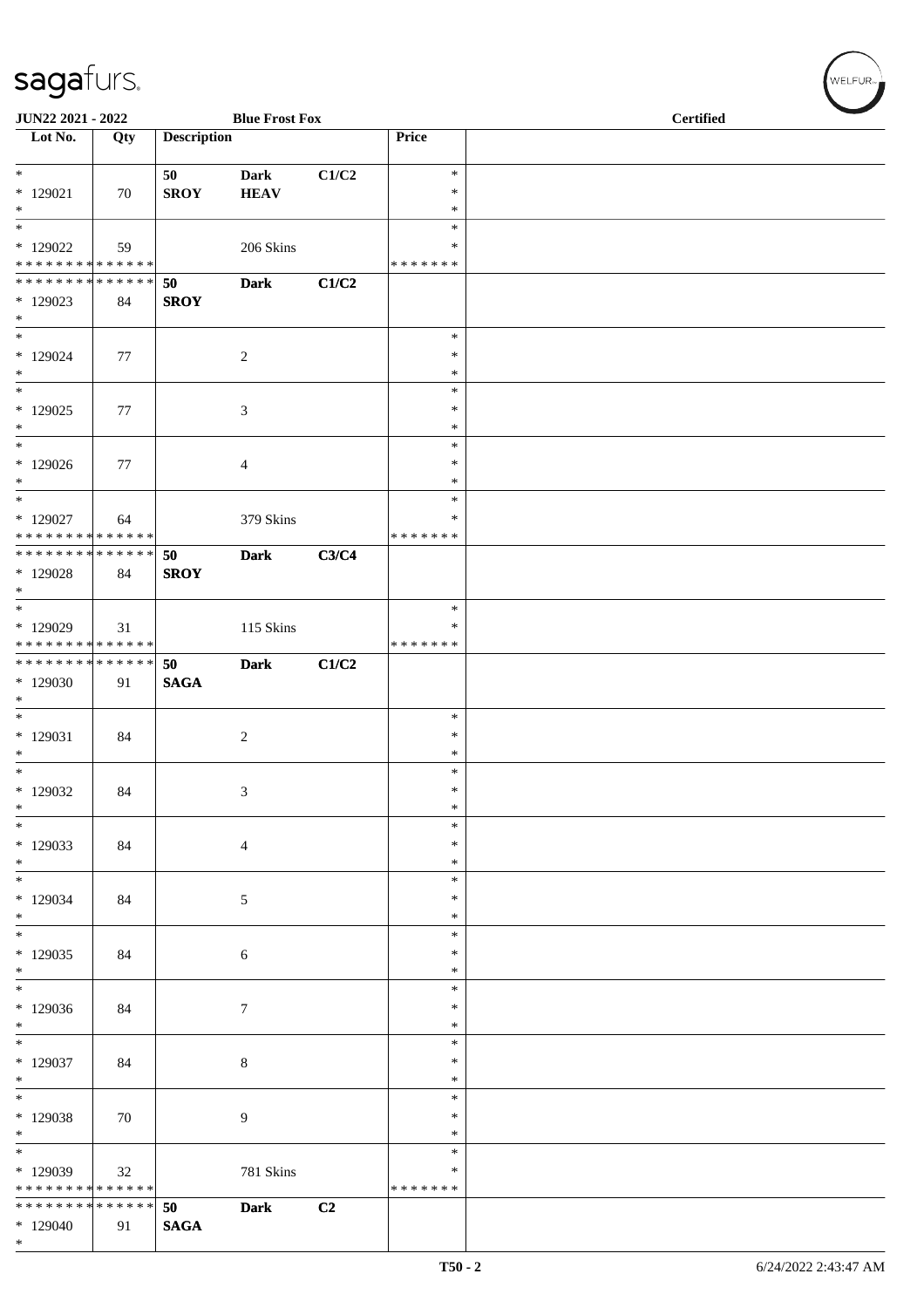**JUN22 2021 - 2022** **Blue Frost Fox** **Certified**

| Lot No. | Qty | Description | | | Price | |
|---|---|---|---|---|---|---|
| * 129021 * | 70 | 50 SROY | Dark HEAV | C1/C2 | * * * | |
| * 129022 * * * * * * * * * * * * * * | 59 | | 206 Skins | | * * * * * * * * * | |
| * * * * * * * * * * * * * * 129023 * | 84 | 50 SROY | Dark | C1/C2 | | |
| * 129024 * | 77 | | 2 | | * * * | |
| * 129025 * | 77 | | 3 | | * * * | |
| * 129026 * | 77 | | 4 | | * * * | |
| * 129027 * * * * * * * * * * * * * * | 64 | | 379 Skins | | * * * * * * * * * | |
| * * * * * * * * * * * * * * 129028 * | 84 | 50 SROY | Dark | C3/C4 | | |
| * 129029 * * * * * * * * * * * * * * | 31 | | 115 Skins | | * * * * * * * * * | |
| * * * * * * * * * * * * * * 129030 * | 91 | 50 SAGA | Dark | C1/C2 | | |
| * 129031 * | 84 | | 2 | | * * * | |
| * 129032 * | 84 | | 3 | | * * * | |
| * 129033 * | 84 | | 4 | | * * * | |
| * 129034 * | 84 | | 5 | | * * * | |
| * 129035 * | 84 | | 6 | | * * * | |
| * 129036 * | 84 | | 7 | | * * * | |
| * 129037 * | 84 | | 8 | | * * * | |
| * 129038 * | 70 | | 9 | | * * * | |
| * 129039 * * * * * * * * * * * * * * | 32 | | 781 Skins | | * * * * * * * * * | |
| * * * * * * * * * * * * * * 129040 * | 91 | 50 SAGA | Dark | C2 | | |

T50 - 2 6/24/2022 2:43:47 AM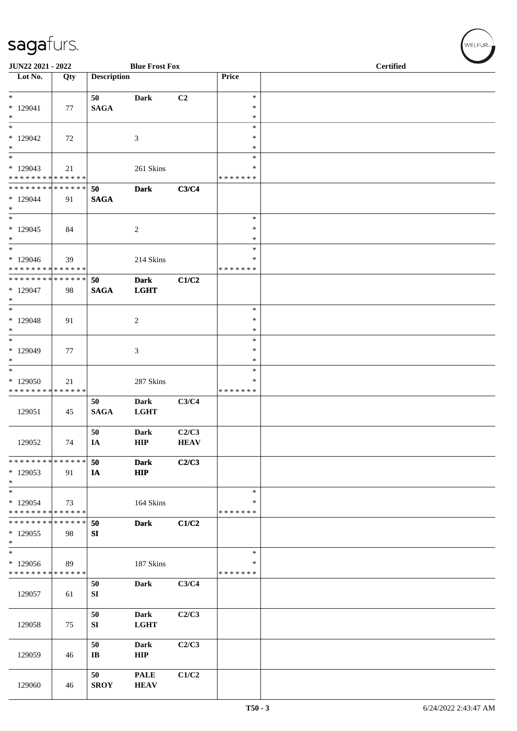JUN22 2021 - 2022 — Blue Frost Fox — Certified

| Lot No. | Qty | Description | | | Price | |
|---|---|---|---|---|---|---|
| * | | 50 | Dark | C2 | * | |
| * 129041 | 77 | SAGA | | | * | |
| * | | | | | * | |
| * | | | | | * | |
| * 129042 | 72 | | 3 | | * | |
| * | | | | | * | |
| * | | | | | * | |
| * 129043 | 21 | | 261 Skins | | * | |
| * * * * * * * * * * * * * * | | | | | * * * * * * * | |
| * * * * * * * * * * * * * * | | 50 | Dark | C3/C4 | | |
| * 129044 | 91 | SAGA | | | | |
| * | | | | | | |
| * | | | | | * | |
| * 129045 | 84 | | 2 | | * | |
| * | | | | | * | |
| * | | | | | * | |
| * 129046 | 39 | | 214 Skins | | * | |
| * * * * * * * * * * * * * * | | | | | * * * * * * * | |
| * * * * * * * * * * * * * * | | 50 | Dark | C1/C2 | | |
| * 129047 | 98 | SAGA | LGHT | | | |
| * | | | | | | |
| * | | | | | * | |
| * 129048 | 91 | | 2 | | * | |
| * | | | | | * | |
| * | | | | | * | |
| * 129049 | 77 | | 3 | | * | |
| * | | | | | * | |
| * | | | | | * | |
| * 129050 | 21 | | 287 Skins | | * | |
| * * * * * * * * * * * * * * | | | | | * * * * * * * | |
| 129051 | 45 | 50 SAGA | Dark LGHT | C3/C4 | | |
| 129052 | 74 | 50 IA | Dark HIP | C2/C3 HEAV | | |
| * * * * * * * * * * * * * * | | 50 | Dark | C2/C3 | | |
| * 129053 | 91 | IA | HIP | | | |
| * | | | | | | |
| * | | | | | * | |
| * 129054 | 73 | | 164 Skins | | * | |
| * * * * * * * * * * * * * * | | | | | * * * * * * * | |
| * * * * * * * * * * * * * * | | 50 | Dark | C1/C2 | | |
| * 129055 | 98 | SI | | | | |
| * | | | | | | |
| * | | | | | * | |
| * 129056 | 89 | | 187 Skins | | * | |
| * * * * * * * * * * * * * * | | | | | * * * * * * * | |
| 129057 | 61 | 50 SI | Dark | C3/C4 | | |
| 129058 | 75 | 50 SI | Dark LGHT | C2/C3 | | |
| 129059 | 46 | 50 IB | Dark HIP | C2/C3 | | |
| 129060 | 46 | 50 SROY | PALE HEAV | C1/C2 | | |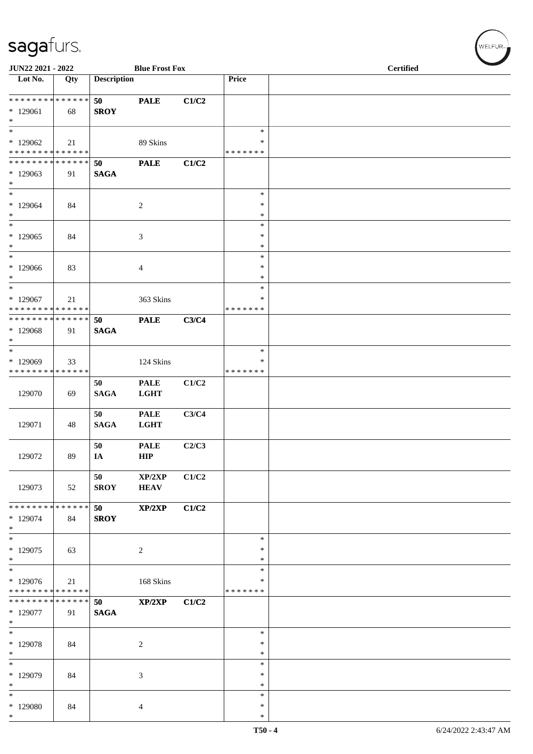| Lot No. | Qty | Description | | | Price | |
|---|---|---|---|---|---|---|
| * * * * * * * * * * * * * * | | 50 | PALE | C1/C2 | | |
| * 129061 | 68 | SROY | | | | |
| * | | | | | | |
| * | | | | | * | |
| * 129062 | 21 | | 89 Skins | | * | |
| * * * * * * * * * * * * * * | | | | | * * * * * * * | |
| * * * * * * * * * * * * * * | | 50 | PALE | C1/C2 | | |
| * 129063 | 91 | SAGA | | | | |
| * | | | | | | |
| * | | | | | * | |
| * 129064 | 84 | | 2 | | * | |
| * | | | | | * | |
| * | | | | | * | |
| * 129065 | 84 | | 3 | | * | |
| * | | | | | * | |
| * | | | | | * | |
| * 129066 | 83 | | 4 | | * | |
| * | | | | | * | |
| * | | | | | * | |
| * 129067 | 21 | | 363 Skins | | * | |
| * * * * * * * * * * * * * * | | | | | * * * * * * * | |
| * * * * * * * * * * * * * * | | 50 | PALE | C3/C4 | | |
| * 129068 | 91 | SAGA | | | | |
| * | | | | | | |
| * | | | | | * | |
| * 129069 | 33 | | 124 Skins | | * | |
| * * * * * * * * * * * * * * | | | | | * * * * * * * | |
| 129070 | 69 | 50 SAGA | PALE LGHT | C1/C2 | | |
| 129071 | 48 | 50 SAGA | PALE LGHT | C3/C4 | | |
| 129072 | 89 | 50 IA | PALE HIP | C2/C3 | | |
| 129073 | 52 | 50 SROY | XP/2XP HEAV | C1/C2 | | |
| * * * * * * * * * * * * * * | | 50 | XP/2XP | C1/C2 | | |
| * 129074 | 84 | SROY | | | | |
| * | | | | | | |
| * | | | | | * | |
| * 129075 | 63 | | 2 | | * | |
| * | | | | | * | |
| * | | | | | * | |
| * 129076 | 21 | | 168 Skins | | * | |
| * * * * * * * * * * * * * * | | | | | * * * * * * * | |
| * * * * * * * * * * * * * * | | 50 | XP/2XP | C1/C2 | | |
| * 129077 | 91 | SAGA | | | | |
| * | | | | | | |
| * | | | | | * | |
| * 129078 | 84 | | 2 | | * | |
| * | | | | | * | |
| * | | | | | * | |
| * 129079 | 84 | | 3 | | * | |
| * | | | | | * | |
| * | | | | | * | |
| * 129080 | 84 | | 4 | | * | |
| * | | | | | * | |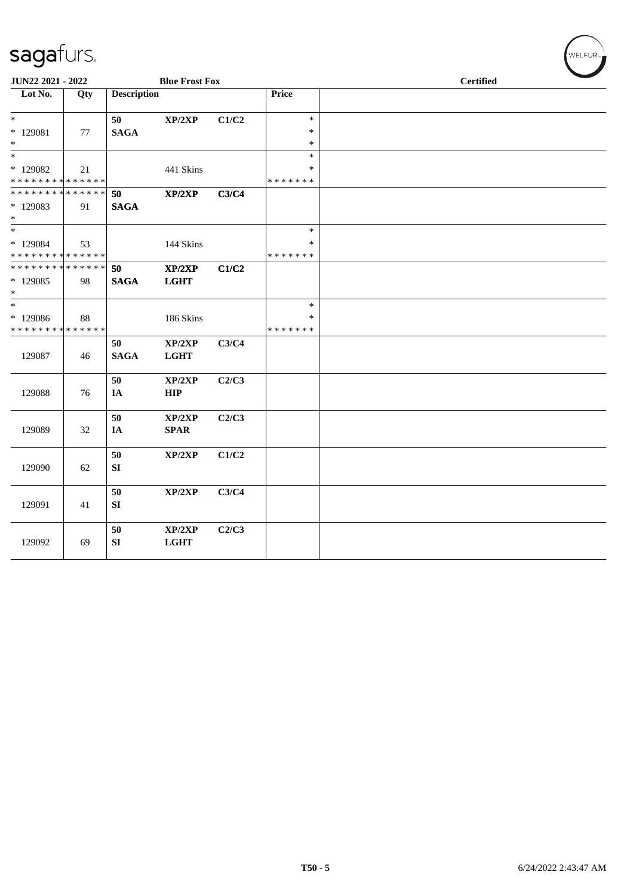sagafurs.

JUN22 2021 - 2022 | Blue Frost Fox | Certified

| Lot No. | Qty | Description | | | Price | |
|---|---|---|---|---|---|---|
| * | | 50 | XP/2XP | C1/C2 | * | |
| * 129081 | 77 | SAGA | | | * | |
| * | | | | | * | |
| * | | | | | * | |
| * 129082 | 21 | | 441 Skins | | * | |
| * * * * * * * * * * * * * * | | | | | * * * * * * * | |
| * * * * * * * * * * * * * * | | 50 | XP/2XP | C3/C4 | | |
| * 129083 | 91 | SAGA | | | | |
| * | | | | | | |
| * | | | | | * | |
| * 129084 | 53 | | 144 Skins | | * | |
| * * * * * * * * * * * * * * | | | | | * * * * * * * | |
| * * * * * * * * * * * * * * | | 50 | XP/2XP | C1/C2 | | |
| * 129085 | 98 | SAGA | LGHT | | | |
| * | | | | | | |
| * | | | | | * | |
| * 129086 | 88 | | 186 Skins | | * | |
| * * * * * * * * * * * * * * | | | | | * * * * * * * | |
| 129087 | 46 | 50 SAGA | XP/2XP LGHT | C3/C4 | | |
| 129088 | 76 | 50 IA | XP/2XP HIP | C2/C3 | | |
| 129089 | 32 | 50 IA | XP/2XP SPAR | C2/C3 | | |
| 129090 | 62 | 50 SI | XP/2XP | C1/C2 | | |
| 129091 | 41 | 50 SI | XP/2XP | C3/C4 | | |
| 129092 | 69 | 50 SI | XP/2XP LGHT | C2/C3 | | |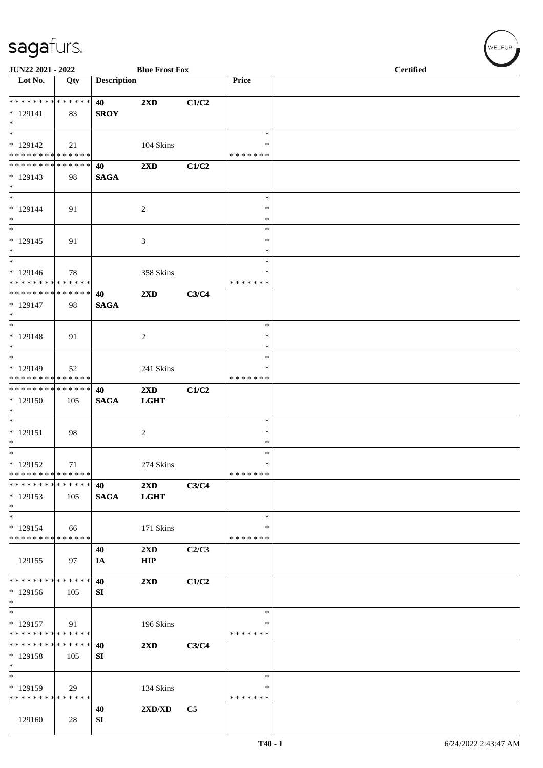| Lot No. | Qty | Description | | | Price | |
|---|---|---|---|---|---|---|
| * * * * * * * * * * * * * * | | 40 | 2XD | C1/C2 | | |
| * 129141 | 83 | SROY | | | | |
| * | | | | | | |
| * 129142 | 21 | | 104 Skins | | * * * * * * * | |
| * * * * * * * * * * * * * * | | 40 | 2XD | C1/C2 | | |
| * 129143 | 98 | SAGA | | | | |
| * 129144 | 91 | | 2 | | * * * | |
| * 129145 | 91 | | 3 | | * * * | |
| * 129146 | 78 | | 358 Skins | | * * * * * * * | |
| * * * * * * * * * * * * * * | | 40 | 2XD | C3/C4 | | |
| * 129147 | 98 | SAGA | | | | |
| * 129148 | 91 | | 2 | | * * * | |
| * 129149 | 52 | | 241 Skins | | * * * * * * * | |
| * * * * * * * * * * * * * * | | 40 | 2XD | C1/C2 | | |
| * 129150 | 105 | SAGA | LGHT | | | |
| * 129151 | 98 | | 2 | | * * * | |
| * 129152 | 71 | | 274 Skins | | * * * * * * * | |
| * * * * * * * * * * * * * * | | 40 | 2XD | C3/C4 | | |
| * 129153 | 105 | SAGA | LGHT | | | |
| * 129154 | 66 | | 171 Skins | | * * * * * * * | |
| 129155 | 97 | 40 IA | 2XD HIP | C2/C3 | | |
| * * * * * * * * * * * * * * | | 40 | 2XD | C1/C2 | | |
| * 129156 | 105 | SI | | | | |
| * 129157 | 91 | | 196 Skins | | * * * * * * * | |
| * * * * * * * * * * * * * * | | 40 | 2XD | C3/C4 | | |
| * 129158 | 105 | SI | | | | |
| * 129159 | 29 | | 134 Skins | | * * * * * * * | |
| 129160 | 28 | 40 SI | 2XD/XD | C5 | | |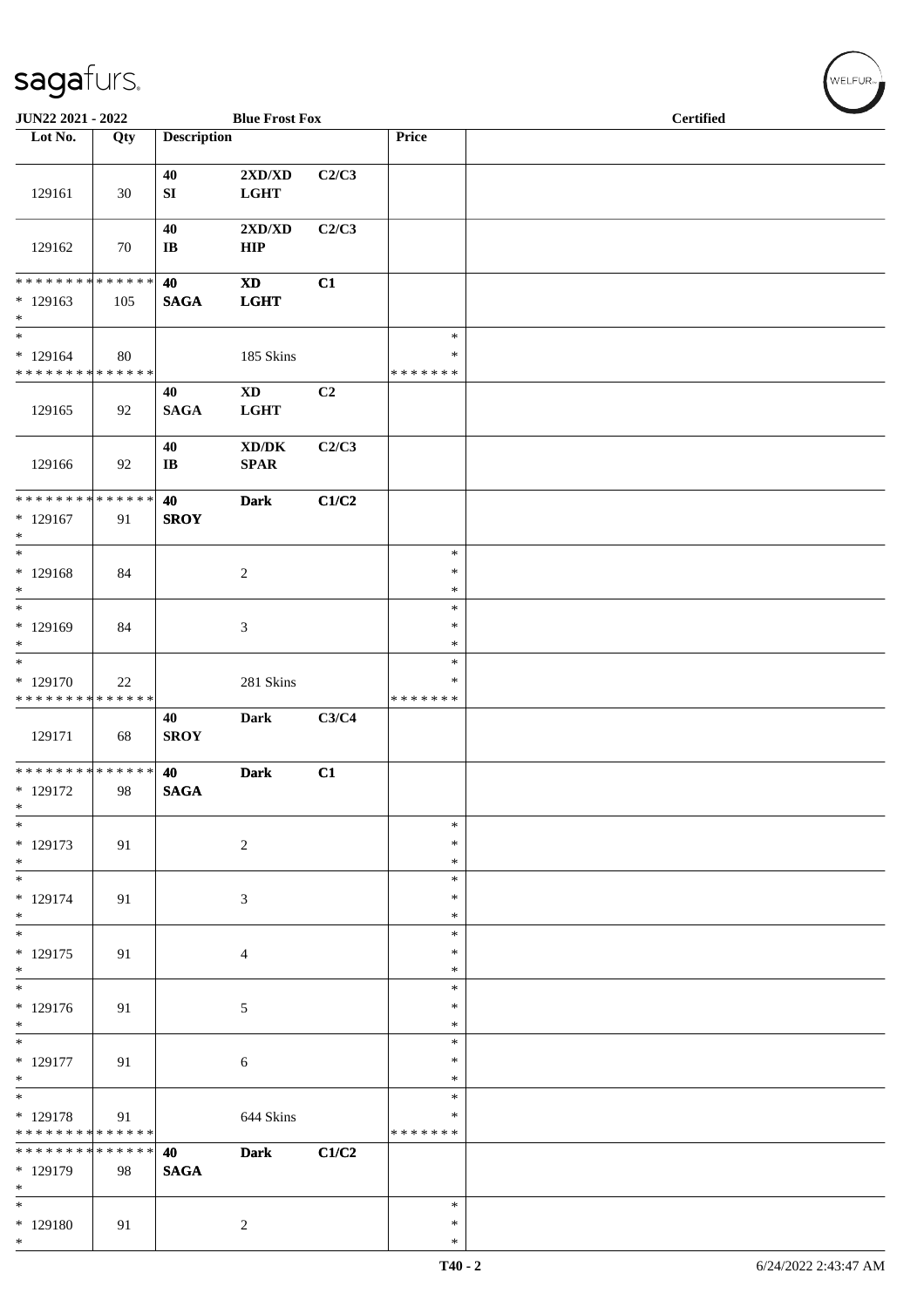JUN22 2021 - 2022 | Blue Frost Fox | Certified

| Lot No. | Qty | Description | | | Price | |
|---|---|---|---|---|---|---|
| 129161 | 30 | 40 SI | 2XD/XD LGHT | C2/C3 | | |
| 129162 | 70 | 40 IB | 2XD/XD HIP | C2/C3 | | |
| * * * * * * * * * * * * * * * 129163 * | 105 | 40 SAGA | XD LGHT | C1 | | |
| * * 129164 * * * * * * * * * * * * * * | 80 | | 185 Skins | | * * * * * * * * * | |
| 129165 | 92 | 40 SAGA | XD LGHT | C2 | | |
| 129166 | 92 | 40 IB | XD/DK SPAR | C2/C3 | | |
| * * * * * * * * * * * * * * * 129167 * | 91 | 40 SROY | Dark | C1/C2 | | |
| * * 129168 * | 84 | | 2 | | * * * | |
| * * 129169 * | 84 | | 3 | | * * * | |
| * * 129170 * * * * * * * * * * * * * * | 22 | | 281 Skins | | * * * * * * * * * | |
| 129171 | 68 | 40 SROY | Dark | C3/C4 | | |
| * * * * * * * * * * * * * * * 129172 * | 98 | 40 SAGA | Dark | C1 | | |
| * * 129173 * | 91 | | 2 | | * * * | |
| * * 129174 * | 91 | | 3 | | * * * | |
| * * 129175 * | 91 | | 4 | | * * * | |
| * * 129176 * | 91 | | 5 | | * * * | |
| * * 129177 * | 91 | | 6 | | * * * | |
| * * 129178 * * * * * * * * * * * * * * | 91 | | 644 Skins | | * * * * * * * * * | |
| * * * * * * * * * * * * * * * 129179 * | 98 | 40 SAGA | Dark | C1/C2 | | |
| * * 129180 * | 91 | | 2 | | * * * | |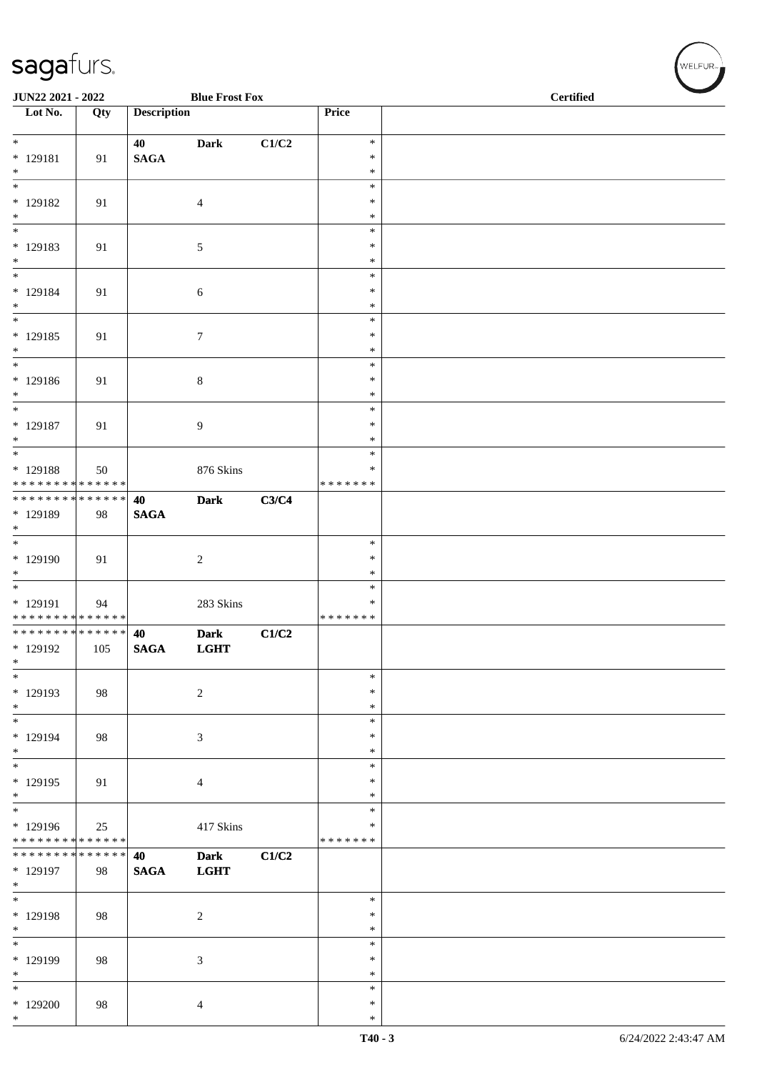| Lot No. | Qty | Description | | | Price | |
|---|---|---|---|---|---|---|
| * | | 40 | **Dark** | **C1/C2** | * | |
| * 129181 | 91 | **SAGA** | | | * | |
| * | | | | | * | |
| * | | | | | * | |
| * 129182 | 91 | | 4 | | * | |
| * | | | | | * | |
| * | | | | | * | |
| * 129183 | 91 | | 5 | | * | |
| * | | | | | * | |
| * | | | | | * | |
| * 129184 | 91 | | 6 | | * | |
| * | | | | | * | |
| * | | | | | * | |
| * 129185 | 91 | | 7 | | * | |
| * | | | | | * | |
| * | | | | | * | |
| * 129186 | 91 | | 8 | | * | |
| * | | | | | * | |
| * | | | | | * | |
| * 129187 | 91 | | 9 | | * | |
| * | | | | | * | |
| * | | | | | * | |
| * 129188 | 50 | | 876 Skins | | * | |
| * * * * * * * * * * * * * * | | | | | * * * * * * * | |
| * * * * * * * * * * * * * * | | **40** | **Dark** | **C3/C4** | | |
| * 129189 | 98 | **SAGA** | | | | |
| * | | | | | | |
| * | | | | | * | |
| * 129190 | 91 | | 2 | | * | |
| * | | | | | * | |
| * | | | | | * | |
| * 129191 | 94 | | 283 Skins | | * | |
| * * * * * * * * * * * * * * | | | | | * * * * * * * | |
| * * * * * * * * * * * * * * | | **40** | **Dark** | **C1/C2** | | |
| * 129192 | 105 | **SAGA** | **LGHT** | | | |
| * | | | | | | |
| * | | | | | * | |
| * 129193 | 98 | | 2 | | * | |
| * | | | | | * | |
| * | | | | | * | |
| * 129194 | 98 | | 3 | | * | |
| * | | | | | * | |
| * | | | | | * | |
| * 129195 | 91 | | 4 | | * | |
| * | | | | | * | |
| * | | | | | * | |
| * 129196 | 25 | | 417 Skins | | * | |
| * * * * * * * * * * * * * * | | | | | * * * * * * * | |
| * * * * * * * * * * * * * * | | **40** | **Dark** | **C1/C2** | | |
| * 129197 | 98 | **SAGA** | **LGHT** | | | |
| * | | | | | | |
| * | | | | | * | |
| * 129198 | 98 | | 2 | | * | |
| * | | | | | * | |
| * | | | | | * | |
| * 129199 | 98 | | 3 | | * | |
| * | | | | | * | |
| * | | | | | * | |
| * 129200 | 98 | | 4 | | * | |
| * | | | | | * | |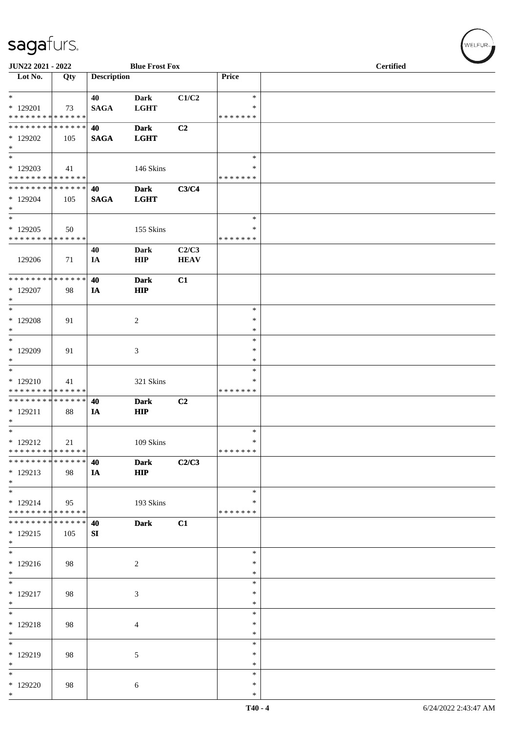JUN22 2021 - 2022 | Blue Frost Fox | Certified

| Lot No. | Qty | Description | | | Price | |
|---|---|---|---|---|---|---|
| * | | 40 | Dark | C1/C2 | * | |
| * 129201 | 73 | SAGA | LGHT | | * | |
| * * * * * * * * * * * * * * | | | | | * * * * * * * | |
| * * * * * * * * * * * * * * | | 40 | Dark | C2 | | |
| * 129202 | 105 | SAGA | LGHT | | | |
| * | | | | | | |
| * | | | | | * | |
| * 129203 | 41 | | 146 Skins | | * | |
| * * * * * * * * * * * * * * | | | | | * * * * * * * | |
| * * * * * * * * * * * * * * | | 40 | Dark | C3/C4 | | |
| * 129204 | 105 | SAGA | LGHT | | | |
| * | | | | | | |
| * | | | | | * | |
| * 129205 | 50 | | 155 Skins | | * | |
| * * * * * * * * * * * * * * | | | | | * * * * * * * | |
| | | 40 | Dark | C2/C3 | | |
| 129206 | 71 | IA | HIP | HEAV | | |
| * * * * * * * * * * * * * * | | 40 | Dark | C1 | | |
| * 129207 | 98 | IA | HIP | | | |
| * | | | | | | |
| * | | | | | * | |
| * 129208 | 91 | | 2 | | * | |
| * | | | | | * | |
| * | | | | | * | |
| * 129209 | 91 | | 3 | | * | |
| * | | | | | * | |
| * | | | | | * | |
| * 129210 | 41 | | 321 Skins | | * | |
| * * * * * * * * * * * * * * | | | | | * * * * * * * | |
| * * * * * * * * * * * * * * | | 40 | Dark | C2 | | |
| * 129211 | 88 | IA | HIP | | | |
| * | | | | | | |
| * | | | | | * | |
| * 129212 | 21 | | 109 Skins | | * | |
| * * * * * * * * * * * * * * | | | | | * * * * * * * | |
| * * * * * * * * * * * * * * | | 40 | Dark | C2/C3 | | |
| * 129213 | 98 | IA | HIP | | | |
| * | | | | | | |
| * | | | | | * | |
| * 129214 | 95 | | 193 Skins | | * | |
| * * * * * * * * * * * * * * | | | | | * * * * * * * | |
| * * * * * * * * * * * * * * | | 40 | Dark | C1 | | |
| * 129215 | 105 | SI | | | | |
| * | | | | | | |
| * | | | | | * | |
| * 129216 | 98 | | 2 | | * | |
| * | | | | | * | |
| * | | | | | * | |
| * 129217 | 98 | | 3 | | * | |
| * | | | | | * | |
| * | | | | | * | |
| * 129218 | 98 | | 4 | | * | |
| * | | | | | * | |
| * | | | | | * | |
| * 129219 | 98 | | 5 | | * | |
| * | | | | | * | |
| * | | | | | * | |
| * 129220 | 98 | | 6 | | * | |
| * | | | | | * | |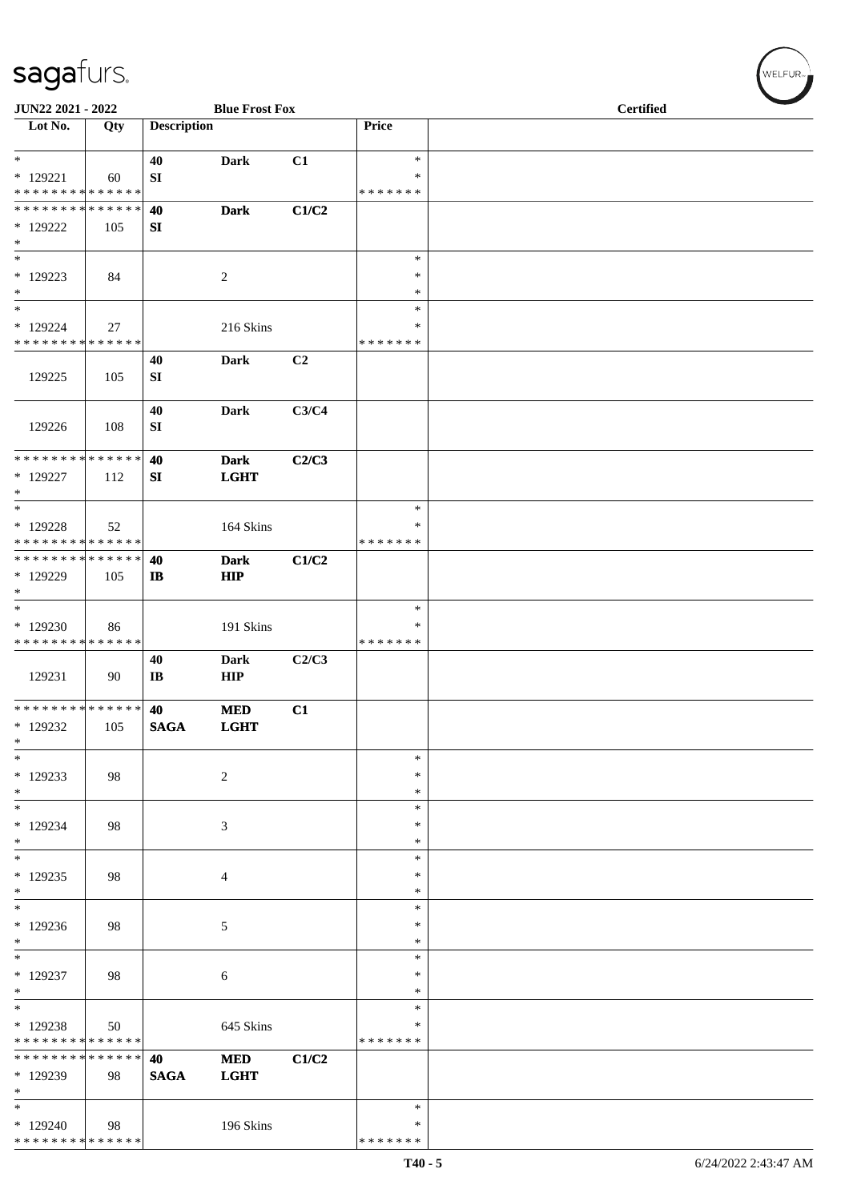| Lot No. | Qty | Description | | | Price | |
|---|---|---|---|---|---|---|
| * 129221 | 60 | 40 SI | Dark | C1 | * * ******* | |
| * 129222 | 105 | 40 SI | Dark | C1/C2 | | |
| * 129223 | 84 | | 2 | | * * * | |
| * 129224 | 27 | | 216 Skins | | * * ******* | |
| 129225 | 105 | 40 SI | Dark | C2 | | |
| 129226 | 108 | 40 SI | Dark | C3/C4 | | |
| * 129227 | 112 | 40 SI | Dark LGHT | C2/C3 | | |
| * 129228 | 52 | | 164 Skins | | * * ******* | |
| * 129229 | 105 | 40 IB | Dark HIP | C1/C2 | | |
| * 129230 | 86 | | 191 Skins | | * * ******* | |
| 129231 | 90 | 40 IB | Dark HIP | C2/C3 | | |
| * 129232 | 105 | 40 SAGA | MED LGHT | C1 | | |
| * 129233 | 98 | | 2 | | * * * | |
| * 129234 | 98 | | 3 | | * * * | |
| * 129235 | 98 | | 4 | | * * * | |
| * 129236 | 98 | | 5 | | * * * | |
| * 129237 | 98 | | 6 | | * * * | |
| * 129238 | 50 | | 645 Skins | | * * ******* | |
| * 129239 | 98 | 40 SAGA | MED LGHT | C1/C2 | | |
| * 129240 | 98 | | 196 Skins | | * * ******* | |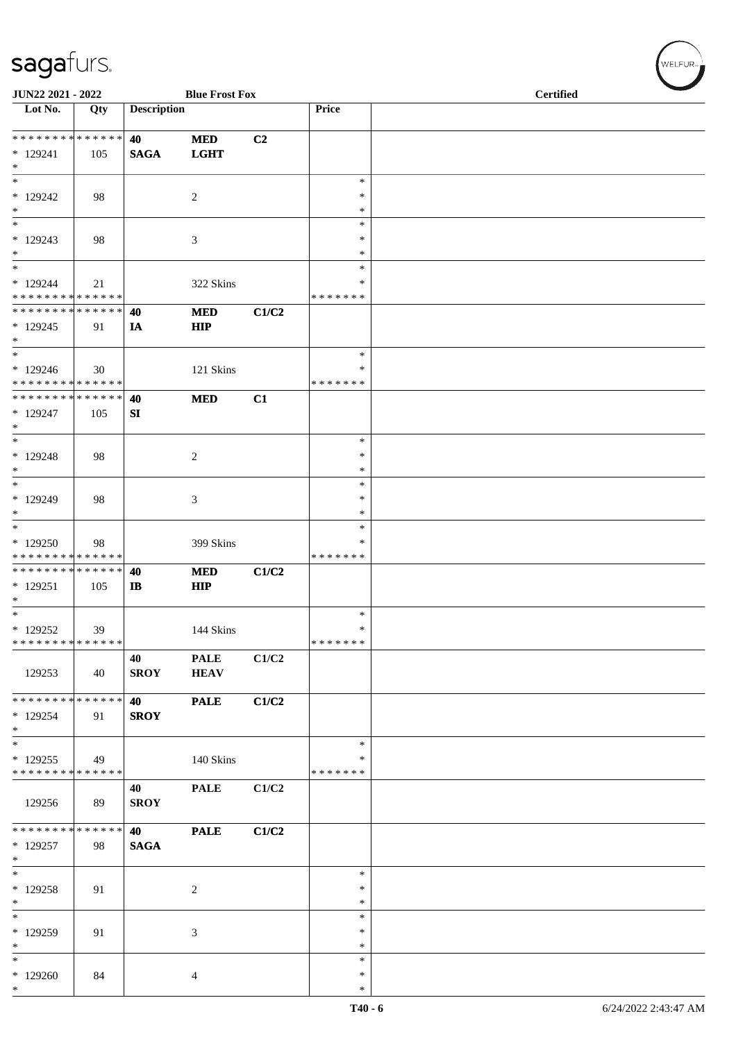JUN22 2021 - 2022 | Blue Frost Fox | Certified

| Lot No. | Qty | Description | | | Price | |
|---|---|---|---|---|---|---|
| * * * * * * * * * * * * * * | | 40 | MED | C2 | | |
| * 129241 | 105 | SAGA | LGHT | | | |
| * | | | | | | |
| * | | | | | * | |
| * 129242 | 98 | | 2 | | * | |
| * | | | | | * | |
| * | | | | | * | |
| * 129243 | 98 | | 3 | | * | |
| * | | | | | * | |
| * | | | | | * | |
| * 129244 | 21 | | 322 Skins | | * | |
| * * * * * * * * * * * * * * | | | | | * * * * * * * | |
| * * * * * * * * * * * * * * | | 40 | MED | C1/C2 | | |
| * 129245 | 91 | IA | HIP | | | |
| * | | | | | | |
| * | | | | | * | |
| * 129246 | 30 | | 121 Skins | | * | |
| * * * * * * * * * * * * * * | | | | | * * * * * * * | |
| * * * * * * * * * * * * * * | | 40 | MED | C1 | | |
| * 129247 | 105 | SI | | | | |
| * | | | | | | |
| * | | | | | * | |
| * 129248 | 98 | | 2 | | * | |
| * | | | | | * | |
| * | | | | | * | |
| * 129249 | 98 | | 3 | | * | |
| * | | | | | * | |
| * | | | | | * | |
| * 129250 | 98 | | 399 Skins | | * | |
| * * * * * * * * * * * * * * | | | | | * * * * * * * | |
| * * * * * * * * * * * * * * | | 40 | MED | C1/C2 | | |
| * 129251 | 105 | IB | HIP | | | |
| * | | | | | | |
| * | | | | | * | |
| * 129252 | 39 | | 144 Skins | | * | |
| * * * * * * * * * * * * * * | | | | | * * * * * * * | |
| | | 40 | PALE | C1/C2 | | |
| 129253 | 40 | SROY | HEAV | | | |
| * * * * * * * * * * * * * * | | 40 | PALE | C1/C2 | | |
| * 129254 | 91 | SROY | | | | |
| * | | | | | | |
| * | | | | | * | |
| * 129255 | 49 | | 140 Skins | | * | |
| * * * * * * * * * * * * * * | | | | | * * * * * * * | |
| | | 40 | PALE | C1/C2 | | |
| 129256 | 89 | SROY | | | | |
| * * * * * * * * * * * * * * | | 40 | PALE | C1/C2 | | |
| * 129257 | 98 | SAGA | | | | |
| * | | | | | | |
| * | | | | | * | |
| * 129258 | 91 | | 2 | | * | |
| * | | | | | * | |
| * | | | | | * | |
| * 129259 | 91 | | 3 | | * | |
| * | | | | | * | |
| * | | | | | * | |
| * 129260 | 84 | | 4 | | * | |
| * | | | | | * | |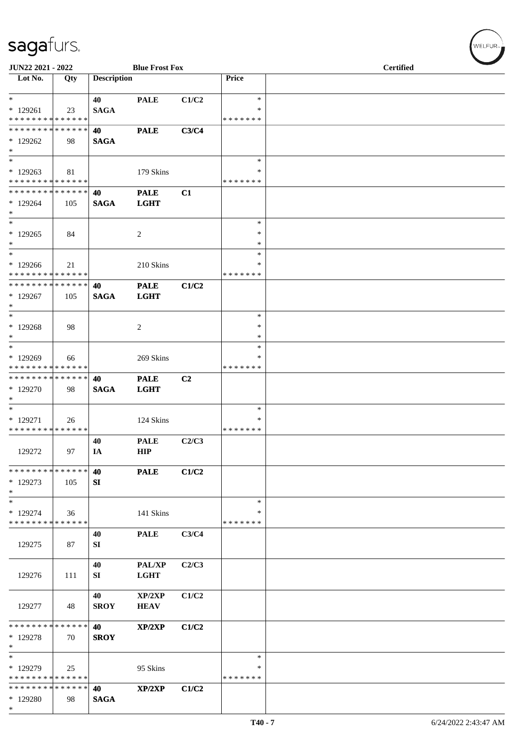| Lot No. | Qty | Description | | | Price | |
|---|---|---|---|---|---|---|
| * | | 40 | PALE | C1/C2 | * | |
| * 129261 | 23 | SAGA | | | * | |
| * * * * * * * * * * * * * * | | | | | * * * * * * * | |
| * * * * * * * * * * * * * * | | 40 | PALE | C3/C4 | | |
| * 129262 | 98 | SAGA | | | | |
| * | | | | | | |
| * | | | | | * | |
| * 129263 | 81 | | 179 Skins | | * | |
| * * * * * * * * * * * * * * | | | | | * * * * * * * | |
| * * * * * * * * * * * * * * | | 40 | PALE | C1 | | |
| * 129264 | 105 | SAGA | LGHT | | | |
| * | | | | | | |
| * | | | | | * | |
| * 129265 | 84 | | 2 | | * | |
| * | | | | | * | |
| * | | | | | * | |
| * 129266 | 21 | | 210 Skins | | * | |
| * * * * * * * * * * * * * * | | | | | * * * * * * * | |
| * * * * * * * * * * * * * * | | 40 | PALE | C1/C2 | | |
| * 129267 | 105 | SAGA | LGHT | | | |
| * | | | | | | |
| * | | | | | * | |
| * 129268 | 98 | | 2 | | * | |
| * | | | | | * | |
| * | | | | | * | |
| * 129269 | 66 | | 269 Skins | | * | |
| * * * * * * * * * * * * * * | | | | | * * * * * * * | |
| * * * * * * * * * * * * * * | | 40 | PALE | C2 | | |
| * 129270 | 98 | SAGA | LGHT | | | |
| * | | | | | | |
| * | | | | | * | |
| * 129271 | 26 | | 124 Skins | | * | |
| * * * * * * * * * * * * * * | | | | | * * * * * * * | |
| | | 40 | PALE | C2/C3 | | |
| 129272 | 97 | IA | HIP | | | |
| * * * * * * * * * * * * * * | | 40 | PALE | C1/C2 | | |
| * 129273 | 105 | SI | | | | |
| * | | | | | | |
| * | | | | | * | |
| * 129274 | 36 | | 141 Skins | | * | |
| * * * * * * * * * * * * * * | | | | | * * * * * * * | |
| | | 40 | PALE | C3/C4 | | |
| 129275 | 87 | SI | | | | |
| | | 40 | PAL/XP | C2/C3 | | |
| 129276 | 111 | SI | LGHT | | | |
| | | 40 | XP/2XP | C1/C2 | | |
| 129277 | 48 | SROY | HEAV | | | |
| * * * * * * * * * * * * * * | | 40 | XP/2XP | C1/C2 | | |
| * 129278 | 70 | SROY | | | | |
| * | | | | | | |
| * | | | | | * | |
| * 129279 | 25 | | 95 Skins | | * | |
| * * * * * * * * * * * * * * | | | | | * * * * * * * | |
| * * * * * * * * * * * * * * | | 40 | XP/2XP | C1/C2 | | |
| * 129280 | 98 | SAGA | | | | |
| * | | | | | | |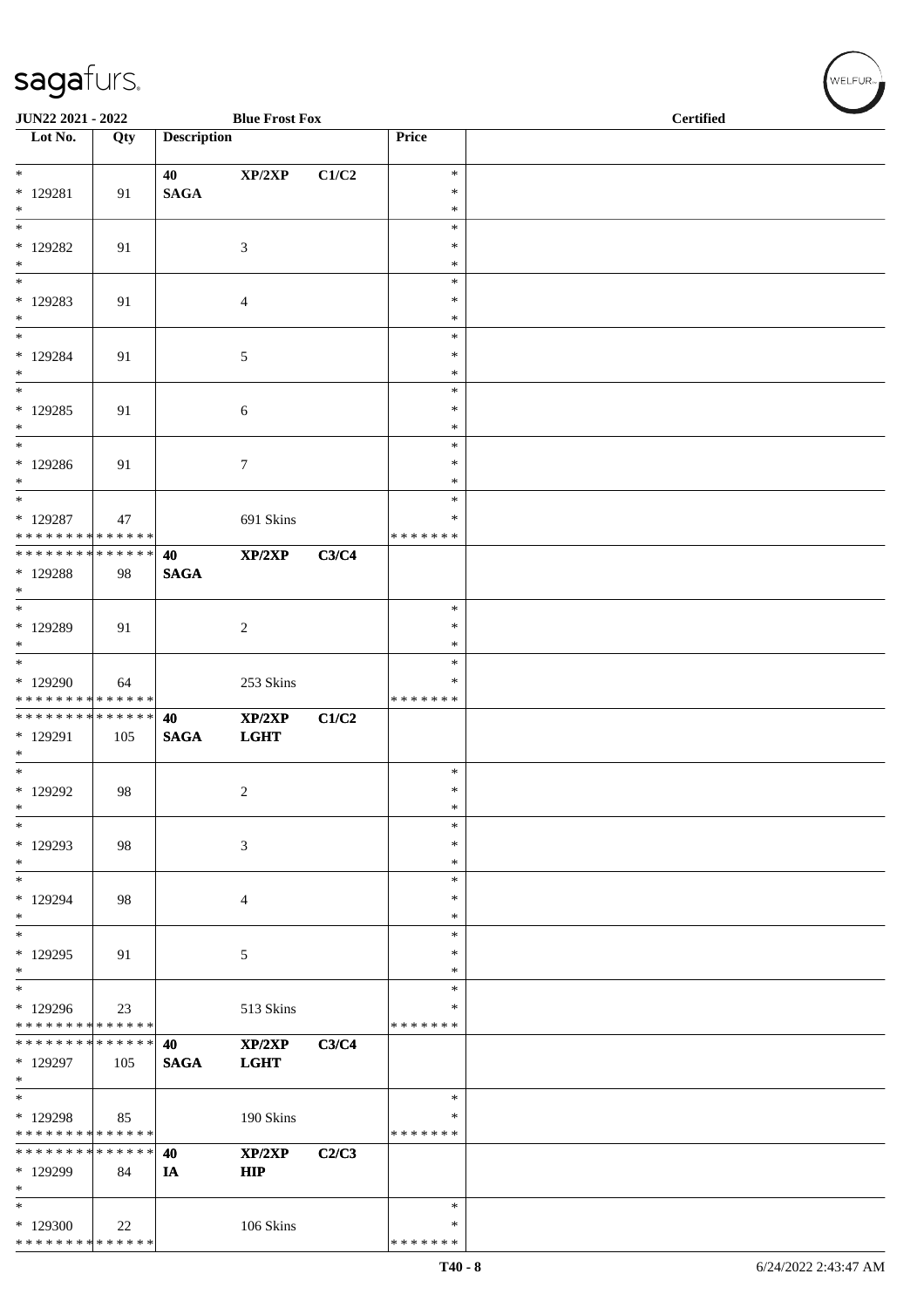| Lot No. | Qty | Description | | | Price | |
|---|---|---|---|---|---|---|
| * | | 40 | XP/2XP | C1/C2 | * | |
| * 129281 | 91 | SAGA | | | * | |
| * | | | | | * | |
| * | | | | | * | |
| * 129282 | 91 | | 3 | | * | |
| * | | | | | * | |
| * | | | | | * | |
| * 129283 | 91 | | 4 | | * | |
| * | | | | | * | |
| * | | | | | * | |
| * 129284 | 91 | | 5 | | * | |
| * | | | | | * | |
| * | | | | | * | |
| * 129285 | 91 | | 6 | | * | |
| * | | | | | * | |
| * | | | | | * | |
| * 129286 | 91 | | 7 | | * | |
| * | | | | | * | |
| * | | | | | * | |
| * 129287 | 47 | | 691 Skins | | * | |
| * * * * * * * * * * * * * * | | | | | * * * * * * * | |
| * * * * * * * * * * * * * * | | 40 | XP/2XP | C3/C4 | | |
| * 129288 | 98 | SAGA | | | | |
| * | | | | | | |
| * | | | | | * | |
| * 129289 | 91 | | 2 | | * | |
| * | | | | | * | |
| * | | | | | * | |
| * 129290 | 64 | | 253 Skins | | * | |
| * * * * * * * * * * * * * * | | | | | * * * * * * * | |
| * * * * * * * * * * * * * * | | 40 | XP/2XP | C1/C2 | | |
| * 129291 | 105 | SAGA | LGHT | | | |
| * | | | | | | |
| * | | | | | * | |
| * 129292 | 98 | | 2 | | * | |
| * | | | | | * | |
| * | | | | | * | |
| * 129293 | 98 | | 3 | | * | |
| * | | | | | * | |
| * | | | | | * | |
| * 129294 | 98 | | 4 | | * | |
| * | | | | | * | |
| * | | | | | * | |
| * 129295 | 91 | | 5 | | * | |
| * | | | | | * | |
| * | | | | | * | |
| * 129296 | 23 | | 513 Skins | | * | |
| * * * * * * * * * * * * * * | | | | | * * * * * * * | |
| * * * * * * * * * * * * * * | | 40 | XP/2XP | C3/C4 | | |
| * 129297 | 105 | SAGA | LGHT | | | |
| * | | | | | | |
| * | | | | | * | |
| * 129298 | 85 | | 190 Skins | | * | |
| * * * * * * * * * * * * * * | | | | | * * * * * * * | |
| * * * * * * * * * * * * * * | | 40 | XP/2XP | C2/C3 | | |
| * 129299 | 84 | IA | HIP | | | |
| * | | | | | | |
| * | | | | | * | |
| * 129300 | 22 | | 106 Skins | | * | |
| * * * * * * * * * * * * * * | | | | | * * * * * * * | |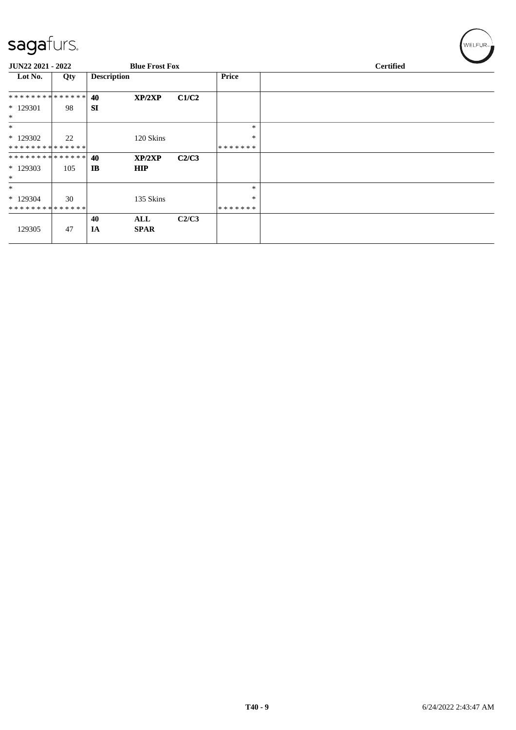**JUN22 2021 - 2022** | **Blue Frost Fox** | **Certified**

| Lot No. | Qty | Description | | | Price | |
|---|---|---|---|---|---|---|
| ************** | | 40 | **XP/2XP** | **C1/C2** | | |
| * 129301 | 98 | **SI** | | | | |
| * | | | | | | |
| * | | | | | * | |
| * 129302 | 22 | | 120 Skins | | * | |
| ************** | | | | | ******* | |
| ************** | | 40 | **XP/2XP** | **C2/C3** | | |
| * 129303 | 105 | **IB** | **HIP** | | | |
| * | | | | | | |
| * | | | | | * | |
| * 129304 | 30 | | 135 Skins | | * | |
| ************** | | | | | ******* | |
| | | 40 | **ALL** | **C2/C3** | | |
| 129305 | 47 | **IA** | **SPAR** | | | |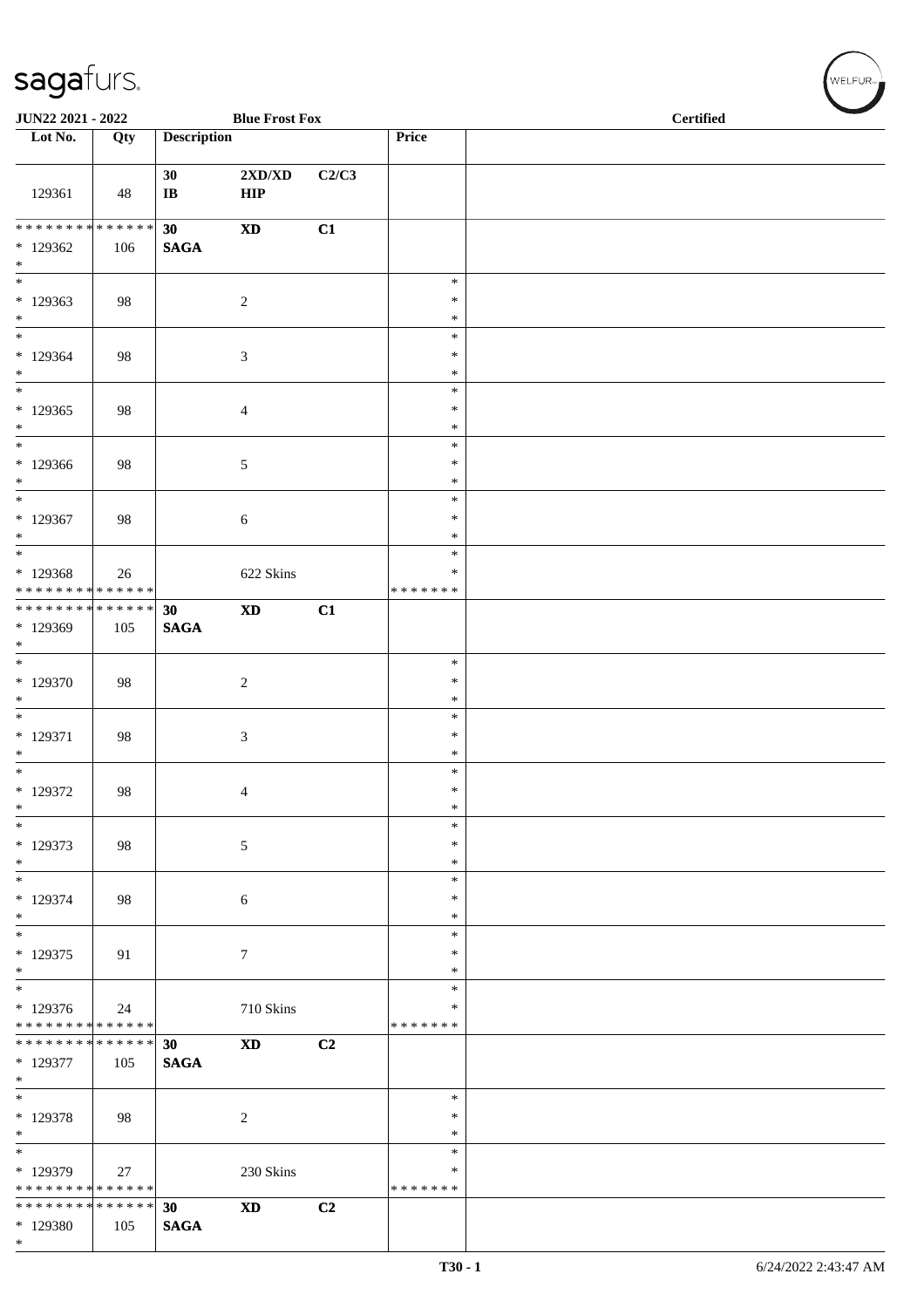| Lot No. | Qty | Description | | | Price | |
|---|---|---|---|---|---|---|
| 129361 | 48 | 30<br>IB | 2XD/XD<br>HIP | C2/C3 | | |
| * * * * * * * * * * * * * *<br>* 129362<br>* | 106 | 30<br>SAGA | XD | C1 | | |
| *<br>* 129363<br>* | 98 | | 2 | | *<br>*<br>* | |
| *<br>* 129364<br>* | 98 | | 3 | | *<br>*<br>* | |
| *<br>* 129365<br>* | 98 | | 4 | | *<br>*<br>* | |
| *<br>* 129366<br>* | 98 | | 5 | | *<br>*<br>* | |
| *<br>* 129367<br>* | 98 | | 6 | | *<br>*<br>* | |
| *<br>* 129368<br>* * * * * * * * * * * * * * | 26 | | 622 Skins | | *<br>*<br>* * * * * * * | |
| * * * * * * * * * * * * * *<br>* 129369<br>* | 105 | 30<br>SAGA | XD | C1 | | |
| *<br>* 129370<br>* | 98 | | 2 | | *<br>*<br>* | |
| *<br>* 129371<br>* | 98 | | 3 | | *<br>*<br>* | |
| *<br>* 129372<br>* | 98 | | 4 | | *<br>*<br>* | |
| *<br>* 129373<br>* | 98 | | 5 | | *<br>*<br>* | |
| *<br>* 129374<br>* | 98 | | 6 | | *<br>*<br>* | |
| *<br>* 129375<br>* | 91 | | 7 | | *<br>*<br>* | |
| *<br>* 129376<br>* * * * * * * * * * * * * * | 24 | | 710 Skins | | *<br>*<br>* * * * * * * | |
| * * * * * * * * * * * * * *<br>* 129377<br>* | 105 | 30<br>SAGA | XD | C2 | | |
| *<br>* 129378<br>* | 98 | | 2 | | *<br>*<br>* | |
| *<br>* 129379<br>* * * * * * * * * * * * * * | 27 | | 230 Skins | | *<br>*<br>* * * * * * * | |
| * * * * * * * * * * * * * *<br>* 129380<br>* | 105 | 30<br>SAGA | XD | C2 | | |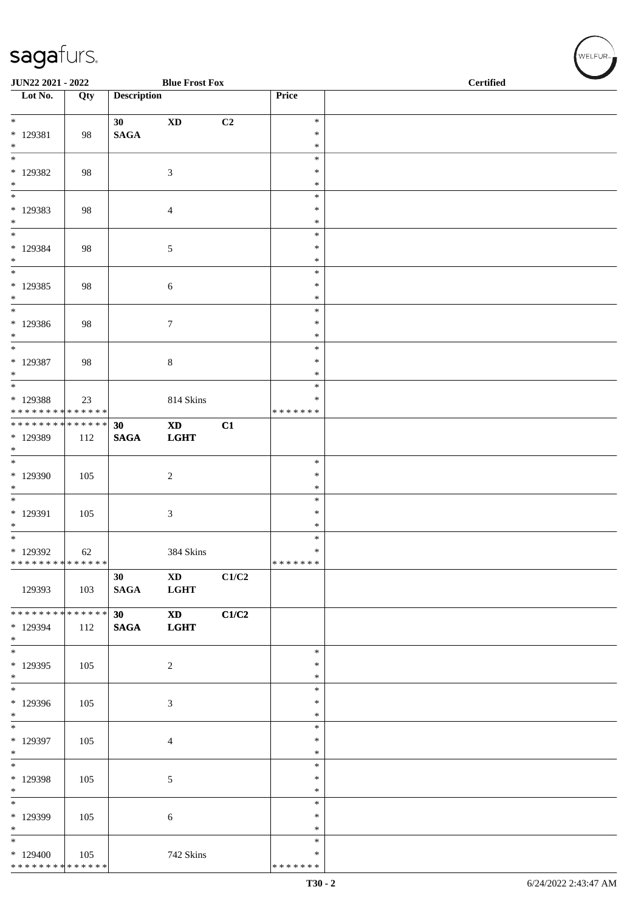**JUN22 2021 - 2022** **Blue Frost Fox** **Certified**

| Lot No. | Qty | Description | | | Price | |
|---|---|---|---|---|---|---|
| * * 129381 * | 98 | **30** **SAGA** | **XD** | **C2** | * * * | |
| * * 129382 * | 98 | | 3 | | * * * | |
| * * 129383 * | 98 | | 4 | | * * * | |
| * * 129384 * | 98 | | 5 | | * * * | |
| * * 129385 * | 98 | | 6 | | * * * | |
| * * 129386 * | 98 | | 7 | | * * * | |
| * * 129387 * | 98 | | 8 | | * * * | |
| * * 129388 * * * * * * * * * * * * * * | 23 | | 814 Skins | | * * * * * * * * * | |
| * * * * * * * * * * * * * * * 129389 * | 112 | **30** **SAGA** | **XD** **LGHT** | **C1** | | |
| * * 129390 * | 105 | | 2 | | * * * | |
| * * 129391 * | 105 | | 3 | | * * * | |
| * * 129392 * * * * * * * * * * * * * * | 62 | | 384 Skins | | * * * * * * * * * | |
| 129393 | 103 | **30** **SAGA** | **XD** **LGHT** | **C1/C2** | | |
| * * * * * * * * * * * * * * * 129394 * | 112 | **30** **SAGA** | **XD** **LGHT** | **C1/C2** | | |
| * * 129395 * | 105 | | 2 | | * * * | |
| * * 129396 * | 105 | | 3 | | * * * | |
| * * 129397 * | 105 | | 4 | | * * * | |
| * * 129398 * | 105 | | 5 | | * * * | |
| * * 129399 * | 105 | | 6 | | * * * | |
| * * 129400 * * * * * * * * * * * * * * | 105 | | 742 Skins | | * * * * * * * * * | |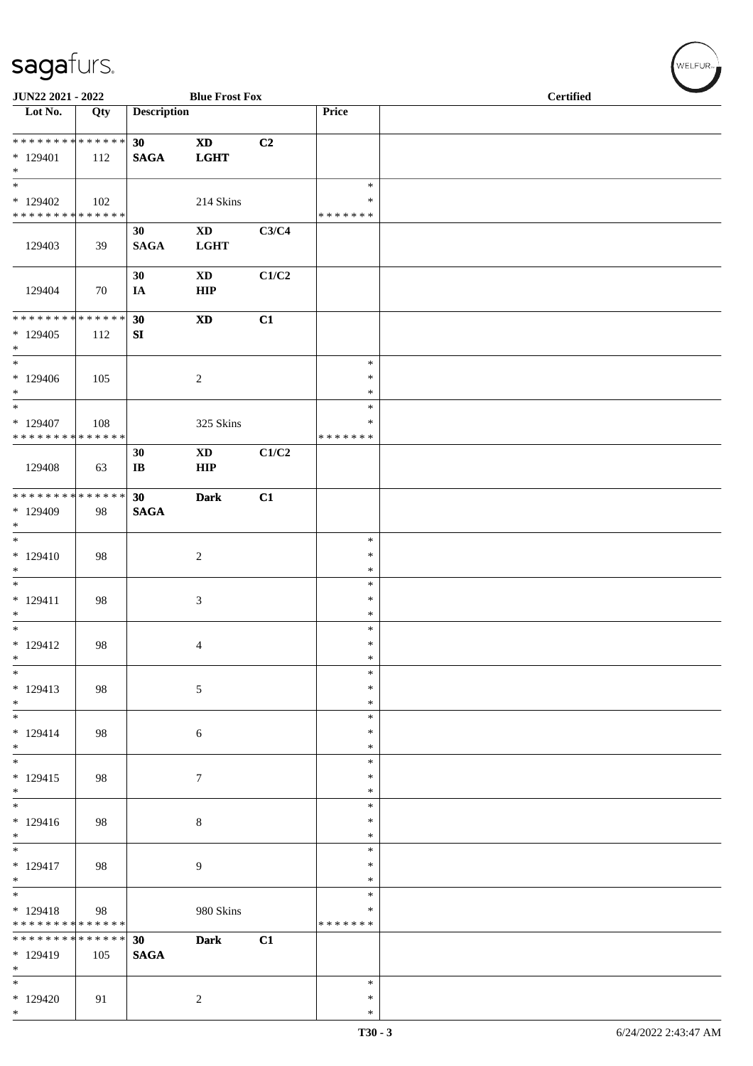| Lot No. | Qty | Description | | | Price | |
|---|---|---|---|---|---|---|
| * * * * * * * * * * * * * * | | 30 | XD | C2 | | |
| * 129401 | 112 | SAGA | LGHT | | | |
| * | | | | | | |
| * | | | | | * | |
| * 129402 | 102 | | 214 Skins | | * | |
| * * * * * * * * * * * * * * | | | | | * * * * * * * | |
| | | 30 | XD | C3/C4 | | |
| 129403 | 39 | SAGA | LGHT | | | |
| | | 30 | XD | C1/C2 | | |
| 129404 | 70 | IA | HIP | | | |
| * * * * * * * * * * * * * * | | 30 | XD | C1 | | |
| * 129405 | 112 | SI | | | | |
| * | | | | | | |
| * | | | | | * | |
| * 129406 | 105 | | 2 | | * | |
| * | | | | | * | |
| * | | | | | * | |
| * 129407 | 108 | | 325 Skins | | * | |
| * * * * * * * * * * * * * * | | | | | * * * * * * * | |
| | | 30 | XD | C1/C2 | | |
| 129408 | 63 | IB | HIP | | | |
| * * * * * * * * * * * * * * | | 30 | Dark | C1 | | |
| * 129409 | 98 | SAGA | | | | |
| * | | | | | | |
| * | | | | | * | |
| * 129410 | 98 | | 2 | | * | |
| * | | | | | * | |
| * | | | | | * | |
| * 129411 | 98 | | 3 | | * | |
| * | | | | | * | |
| * | | | | | * | |
| * 129412 | 98 | | 4 | | * | |
| * | | | | | * | |
| * | | | | | * | |
| * 129413 | 98 | | 5 | | * | |
| * | | | | | * | |
| * | | | | | * | |
| * 129414 | 98 | | 6 | | * | |
| * | | | | | * | |
| * | | | | | * | |
| * 129415 | 98 | | 7 | | * | |
| * | | | | | * | |
| * | | | | | * | |
| * 129416 | 98 | | 8 | | * | |
| * | | | | | * | |
| * | | | | | * | |
| * 129417 | 98 | | 9 | | * | |
| * | | | | | * | |
| * | | | | | * | |
| * 129418 | 98 | | 980 Skins | | * | |
| * * * * * * * * * * * * * * | | | | | * * * * * * * | |
| * * * * * * * * * * * * * * | | 30 | Dark | C1 | | |
| * 129419 | 105 | SAGA | | | | |
| * | | | | | | |
| * | | | | | * | |
| * 129420 | 91 | | 2 | | * | |
| * | | | | | * | |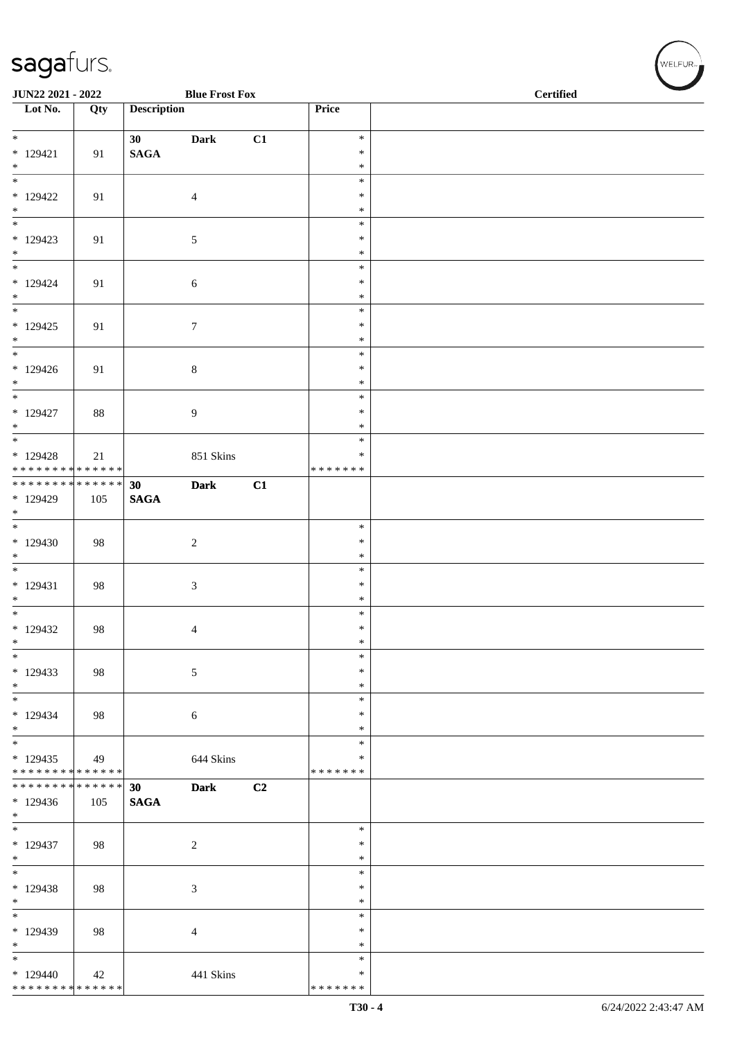JUN22 2021 - 2022 | Blue Frost Fox | Certified

| Lot No. | Qty | Description | | | Price | |
|---|---|---|---|---|---|---|
| * 129421 * | 91 | 30 SAGA | Dark | C1 | * * * | |
| * 129422 * | 91 | | 4 | | * * * | |
| * 129423 * | 91 | | 5 | | * * * | |
| * 129424 * | 91 | | 6 | | * * * | |
| * 129425 * | 91 | | 7 | | * * * | |
| * 129426 * | 91 | | 8 | | * * * | |
| * 129427 * | 88 | | 9 | | * * * | |
| * 129428 * * * * * * * * * * * * * * | 21 | | 851 Skins | | * * * * * * * * * | |
| * * * * * * * * * * * * * * 129429 * | 105 | 30 SAGA | Dark | C1 | | |
| * 129430 * | 98 | | 2 | | * * * | |
| * 129431 * | 98 | | 3 | | * * * | |
| * 129432 * | 98 | | 4 | | * * * | |
| * 129433 * | 98 | | 5 | | * * * | |
| * 129434 * | 98 | | 6 | | * * * | |
| * 129435 * * * * * * * * * * * * * * | 49 | | 644 Skins | | * * * * * * * * * | |
| * * * * * * * * * * * * * * 129436 * | 105 | 30 SAGA | Dark | C2 | | |
| * 129437 * | 98 | | 2 | | * * * | |
| * 129438 * | 98 | | 3 | | * * * | |
| * 129439 * | 98 | | 4 | | * * * | |
| * 129440 * * * * * * * * * * * * * * | 42 | | 441 Skins | | * * * * * * * * * | |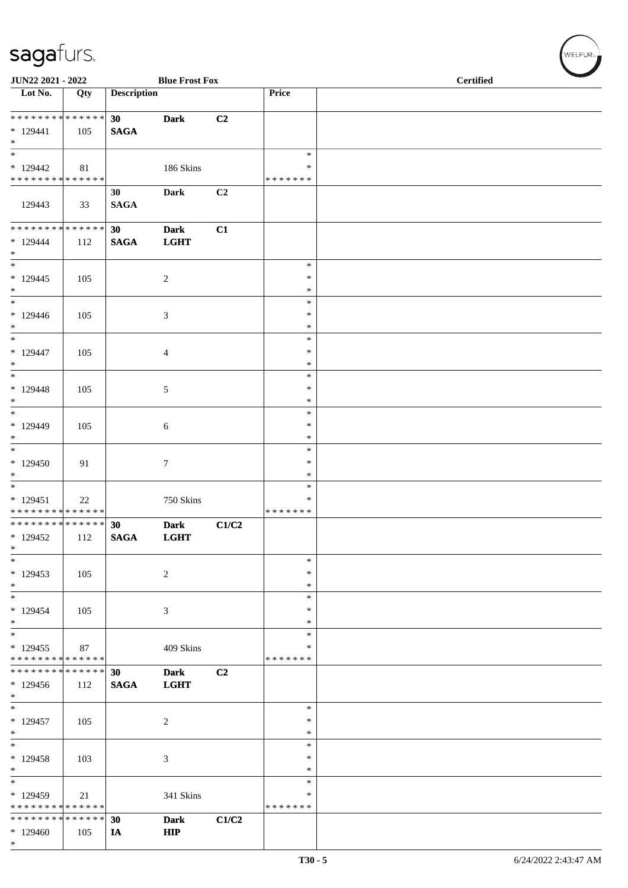**JUN22 2021 - 2022** **Blue Frost Fox** **Certified**

| Lot No. | Qty | Description | | | Price | |
|---|---|---|---|---|---|---|
| * * * * * * * * * * * * * * | | **30** | **Dark** | **C2** | | |
| * 129441 | 105 | **SAGA** | | | | |
| * | | | | | | |
| * | | | | | * | |
| * 129442 | 81 | | 186 Skins | | * | |
| * * * * * * * * * * * * * * | | | | | * * * * * * * | |
| | | **30** | **Dark** | **C2** | | |
| 129443 | 33 | **SAGA** | | | | |
| * * * * * * * * * * * * * * | | **30** | **Dark** | **C1** | | |
| * 129444 | 112 | **SAGA** | **LGHT** | | | |
| * | | | | | | |
| * | | | | | * | |
| * 129445 | 105 | | 2 | | * | |
| * | | | | | * | |
| * | | | | | * | |
| * 129446 | 105 | | 3 | | * | |
| * | | | | | * | |
| * | | | | | * | |
| * 129447 | 105 | | 4 | | * | |
| * | | | | | * | |
| * | | | | | * | |
| * 129448 | 105 | | 5 | | * | |
| * | | | | | * | |
| * | | | | | * | |
| * 129449 | 105 | | 6 | | * | |
| * | | | | | * | |
| * | | | | | * | |
| * 129450 | 91 | | 7 | | * | |
| * | | | | | * | |
| * | | | | | * | |
| * 129451 | 22 | | 750 Skins | | * | |
| * * * * * * * * * * * * * * | | | | | * * * * * * * | |
| * * * * * * * * * * * * * * | | **30** | **Dark** | **C1/C2** | | |
| * 129452 | 112 | **SAGA** | **LGHT** | | | |
| * | | | | | | |
| * | | | | | * | |
| * 129453 | 105 | | 2 | | * | |
| * | | | | | * | |
| * | | | | | * | |
| * 129454 | 105 | | 3 | | * | |
| * | | | | | * | |
| * | | | | | * | |
| * 129455 | 87 | | 409 Skins | | * | |
| * * * * * * * * * * * * * * | | | | | * * * * * * * | |
| * * * * * * * * * * * * * * | | **30** | **Dark** | **C2** | | |
| * 129456 | 112 | **SAGA** | **LGHT** | | | |
| * | | | | | | |
| * | | | | | * | |
| * 129457 | 105 | | 2 | | * | |
| * | | | | | * | |
| * | | | | | * | |
| * 129458 | 103 | | 3 | | * | |
| * | | | | | * | |
| * | | | | | * | |
| * 129459 | 21 | | 341 Skins | | * | |
| * * * * * * * * * * * * * * | | | | | * * * * * * * | |
| * * * * * * * * * * * * * * | | **30** | **Dark** | **C1/C2** | | |
| * 129460 | 105 | **IA** | **HIP** | | | |
| * | | | | | | |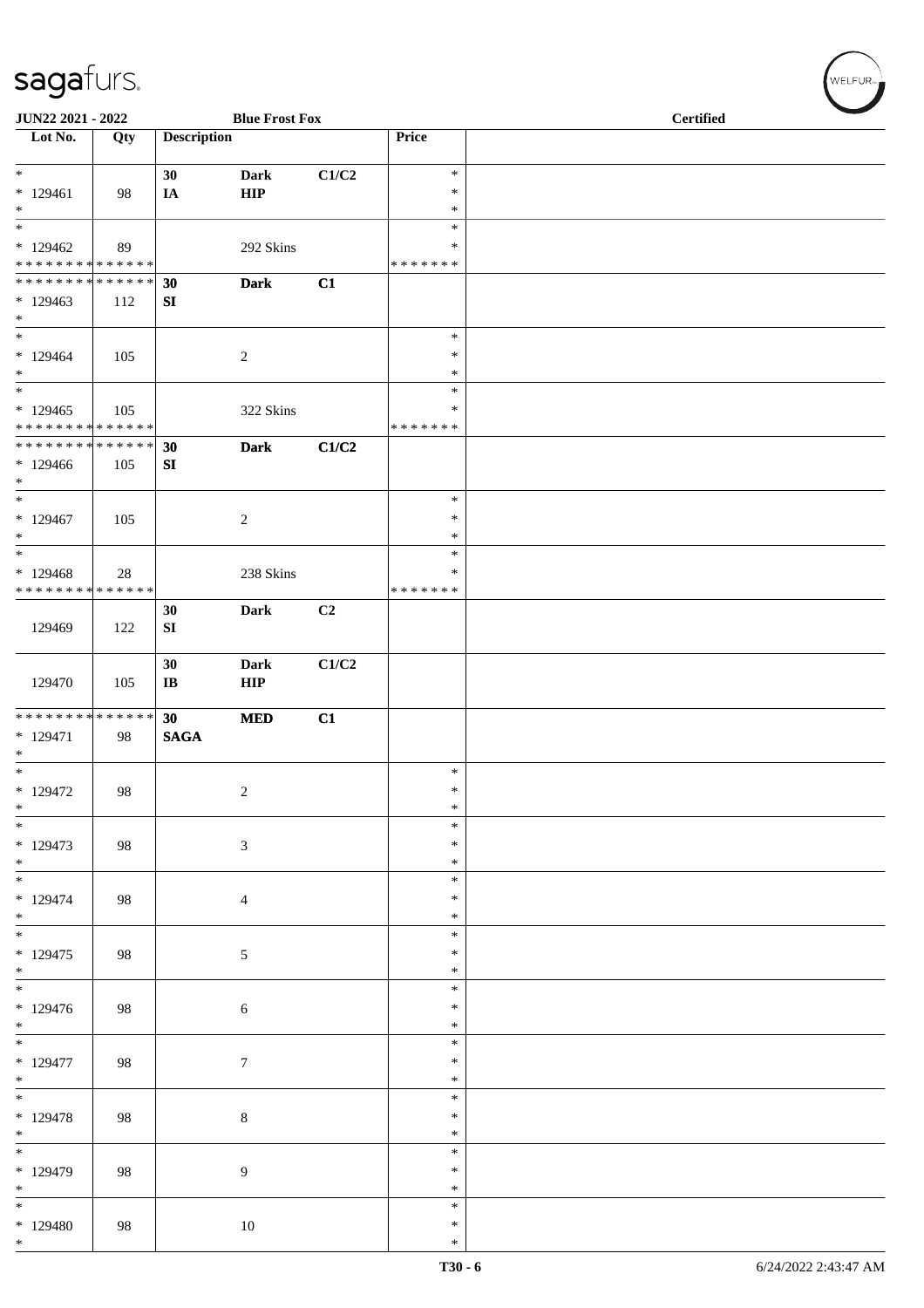JUN22 2021 - 2022 | Blue Frost Fox | Certified

| Lot No. | Qty | Description | | | Price | |
|---|---|---|---|---|---|---|
| * | | 30 | Dark | C1/C2 | * | |
| * 129461 | 98 | IA | HIP | | * | |
| * | | | | | * | |
| * | | | | | * | |
| * 129462 | 89 | | 292 Skins | | * | |
| * * * * * * * * * * * * * * | | | | | * * * * * * * | |
| * * * * * * * * * * * * * * | | 30 | Dark | C1 | | |
| * 129463 | 112 | SI | | | | |
| * | | | | | | |
| * | | | | | * | |
| * 129464 | 105 | | 2 | | * | |
| * | | | | | * | |
| * | | | | | * | |
| * 129465 | 105 | | 322 Skins | | * | |
| * * * * * * * * * * * * * * | | | | | * * * * * * * | |
| * * * * * * * * * * * * * * | | 30 | Dark | C1/C2 | | |
| * 129466 | 105 | SI | | | | |
| * | | | | | | |
| * | | | | | * | |
| * 129467 | 105 | | 2 | | * | |
| * | | | | | * | |
| * | | | | | * | |
| * 129468 | 28 | | 238 Skins | | * | |
| * * * * * * * * * * * * * * | | | | | * * * * * * * | |
| | | 30 | Dark | C2 | | |
| 129469 | 122 | SI | | | | |
| | | 30 | Dark | C1/C2 | | |
| 129470 | 105 | IB | HIP | | | |
| * * * * * * * * * * * * * * | | 30 | MED | C1 | | |
| * 129471 | 98 | SAGA | | | | |
| * | | | | | | |
| * | | | | | * | |
| * 129472 | 98 | | 2 | | * | |
| * | | | | | * | |
| * | | | | | * | |
| * 129473 | 98 | | 3 | | * | |
| * | | | | | * | |
| * | | | | | * | |
| * 129474 | 98 | | 4 | | * | |
| * | | | | | * | |
| * | | | | | * | |
| * 129475 | 98 | | 5 | | * | |
| * | | | | | * | |
| * | | | | | * | |
| * 129476 | 98 | | 6 | | * | |
| * | | | | | * | |
| * | | | | | * | |
| * 129477 | 98 | | 7 | | * | |
| * | | | | | * | |
| * | | | | | * | |
| * 129478 | 98 | | 8 | | * | |
| * | | | | | * | |
| * | | | | | * | |
| * 129479 | 98 | | 9 | | * | |
| * | | | | | * | |
| * | | | | | * | |
| * 129480 | 98 | | 10 | | * | |
| * | | | | | * | |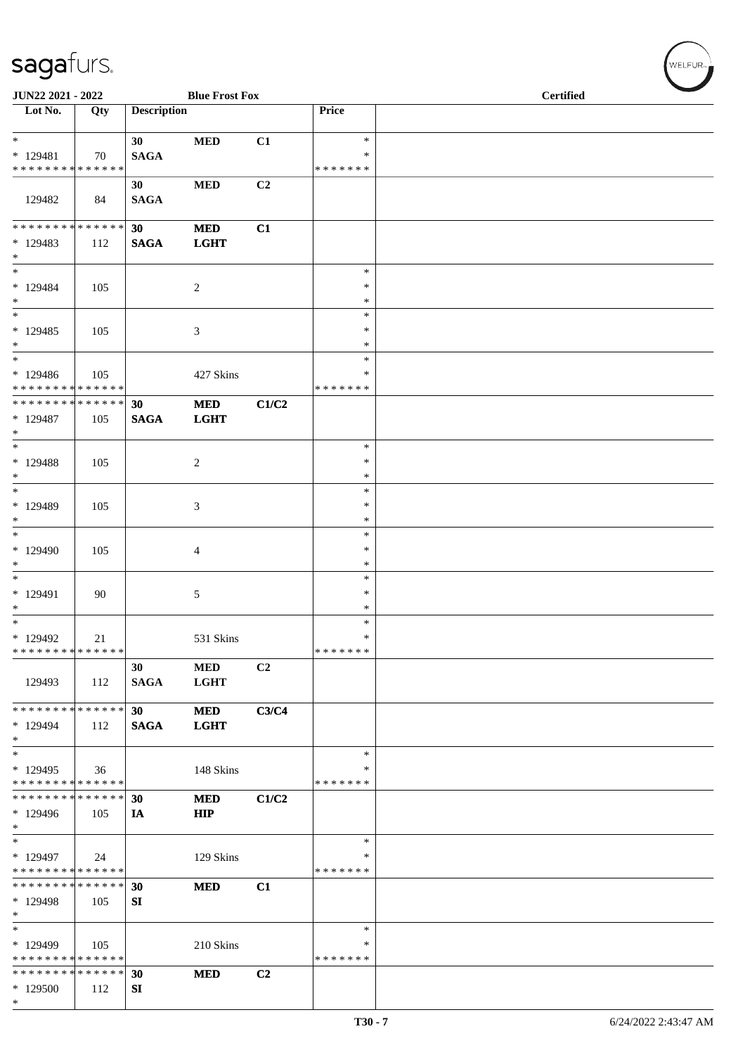| Lot No. | Qty | Description | | | Price | |
|---|---|---|---|---|---|---|
| * | | 30 | MED | C1 | * | |
| * 129481 | 70 | SAGA | | | * | |
| * * * * * * * * * * * * * * | | | | | * * * * * * * | |
| | | 30 | MED | C2 | | |
| 129482 | 84 | SAGA | | | | |
| * * * * * * * * * * * * * * | | 30 | MED | C1 | | |
| * 129483 | 112 | SAGA | LGHT | | | |
| * | | | | | | |
| * | | | | | * | |
| * 129484 | 105 | | 2 | | * | |
| * | | | | | * | |
| * | | | | | * | |
| * 129485 | 105 | | 3 | | * | |
| * | | | | | * | |
| * | | | | | * | |
| * 129486 | 105 | | 427 Skins | | * | |
| * * * * * * * * * * * * * * | | | | | * * * * * * * | |
| * * * * * * * * * * * * * * | | 30 | MED | C1/C2 | | |
| * 129487 | 105 | SAGA | LGHT | | | |
| * | | | | | | |
| * | | | | | * | |
| * 129488 | 105 | | 2 | | * | |
| * | | | | | * | |
| * | | | | | * | |
| * 129489 | 105 | | 3 | | * | |
| * | | | | | * | |
| * | | | | | * | |
| * 129490 | 105 | | 4 | | * | |
| * | | | | | * | |
| * | | | | | * | |
| * 129491 | 90 | | 5 | | * | |
| * | | | | | * | |
| * | | | | | * | |
| * 129492 | 21 | | 531 Skins | | * | |
| * * * * * * * * * * * * * * | | | | | * * * * * * * | |
| | | 30 | MED | C2 | | |
| 129493 | 112 | SAGA | LGHT | | | |
| * * * * * * * * * * * * * * | | 30 | MED | C3/C4 | | |
| * 129494 | 112 | SAGA | LGHT | | | |
| * | | | | | | |
| * | | | | | * | |
| * 129495 | 36 | | 148 Skins | | * | |
| * * * * * * * * * * * * * * | | | | | * * * * * * * | |
| * * * * * * * * * * * * * * | | 30 | MED | C1/C2 | | |
| * 129496 | 105 | IA | HIP | | | |
| * | | | | | | |
| * | | | | | * | |
| * 129497 | 24 | | 129 Skins | | * | |
| * * * * * * * * * * * * * * | | | | | * * * * * * * | |
| * * * * * * * * * * * * * * | | 30 | MED | C1 | | |
| * 129498 | 105 | SI | | | | |
| * | | | | | | |
| * | | | | | * | |
| * 129499 | 105 | | 210 Skins | | * | |
| * * * * * * * * * * * * * * | | | | | * * * * * * * | |
| * * * * * * * * * * * * * * | | 30 | MED | C2 | | |
| * 129500 | 112 | SI | | | | |
| * | | | | | | |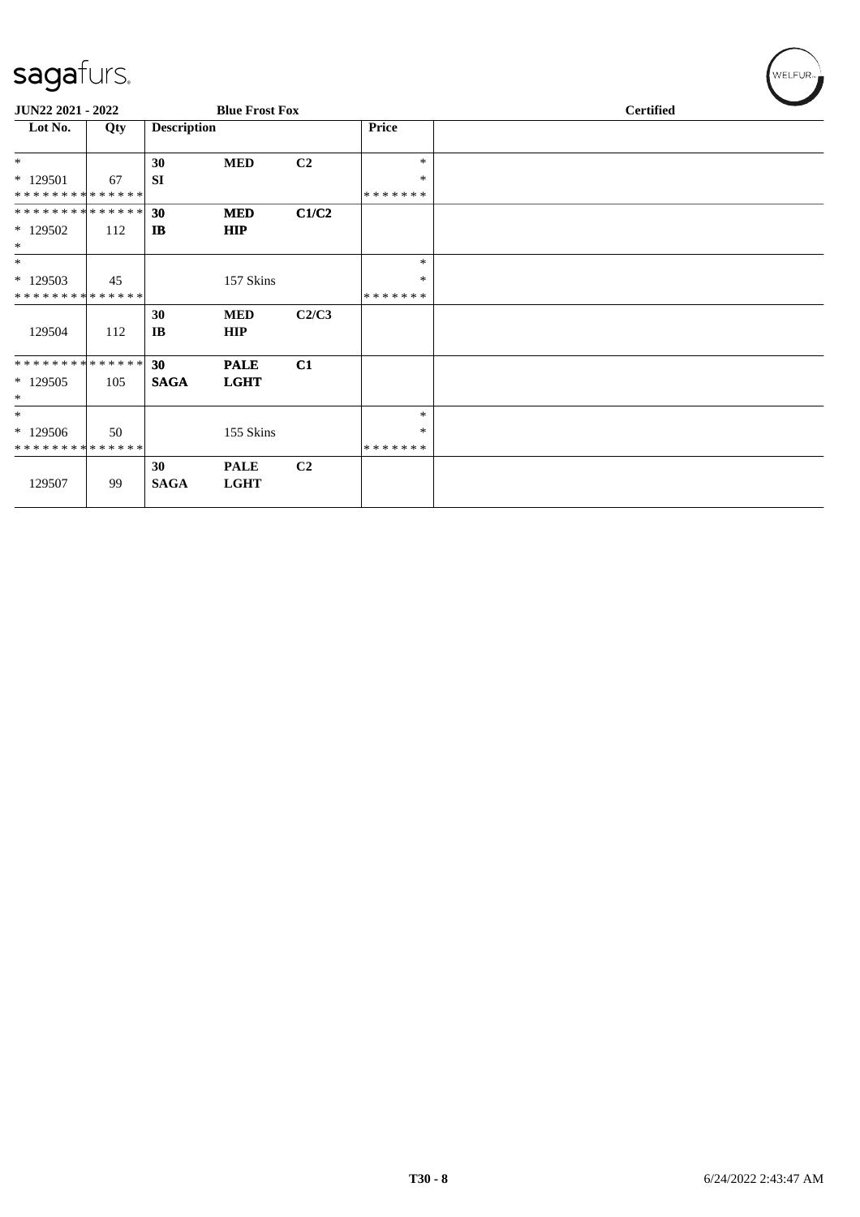**JUN22 2021 - 2022** | **Blue Frost Fox** | **Certified**

| Lot No. | Qty | Description | | | Price | |
|---|---|---|---|---|---|---|
| * | | 30 | MED | C2 | * | |
| * 129501 | 67 | SI | | | * | |
| * * * * * * * * * * * * * * | | | | | * * * * * * * | |
| * * * * * * * * * * * * * * | | 30 | MED | C1/C2 | | |
| * 129502 | 112 | IB | HIP | | | |
| * | | | | | | |
| * | | | | | * | |
| * 129503 | 45 | | 157 Skins | | * | |
| * * * * * * * * * * * * * * | | | | | * * * * * * * | |
| | | 30 | MED | C2/C3 | | |
| 129504 | 112 | IB | HIP | | | |
| * * * * * * * * * * * * * * | | 30 | PALE | C1 | | |
| * 129505 | 105 | SAGA | LGHT | | | |
| * | | | | | | |
| * | | | | | * | |
| * 129506 | 50 | | 155 Skins | | * | |
| * * * * * * * * * * * * * * | | | | | * * * * * * * | |
| | | 30 | PALE | C2 | | |
| 129507 | 99 | SAGA | LGHT | | | |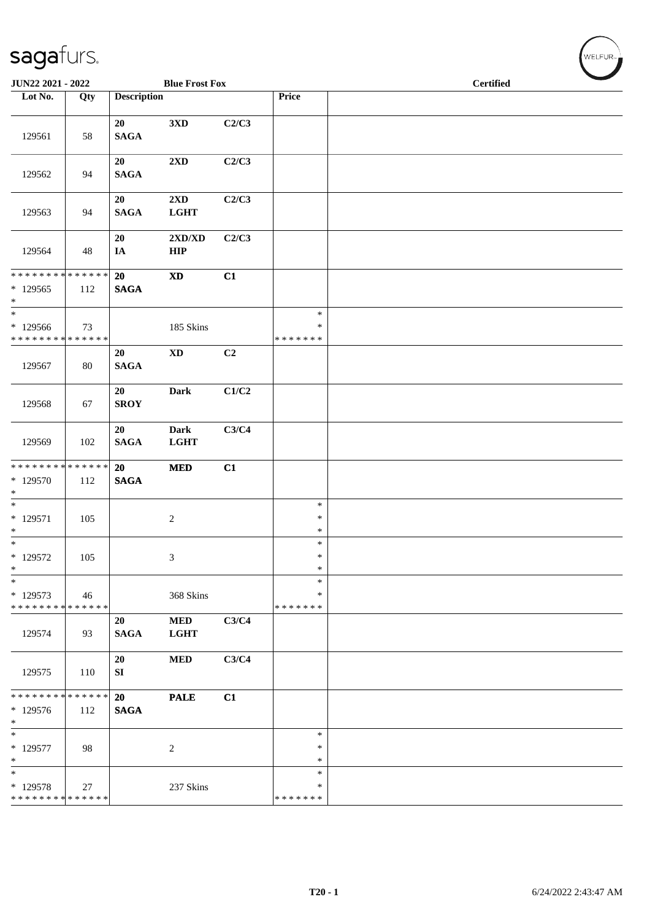JUN22 2021 - 2022 | Blue Frost Fox | Certified

| Lot No. | Qty | Description | | | Price | |
|---|---|---|---|---|---|---|
| 129561 | 58 | 20 SAGA | 3XD | C2/C3 | | |
| 129562 | 94 | 20 SAGA | 2XD | C2/C3 | | |
| 129563 | 94 | 20 SAGA | 2XD LGHT | C2/C3 | | |
| 129564 | 48 | 20 IA | 2XD/XD HIP | C2/C3 | | |
| * * * * * * * * * * * * * * * 129565 * | 112 | 20 SAGA | XD | C1 | | |
| * * 129566 * * * * * * * * * * * * * * | 73 | | 185 Skins | | * * * * * * * * * | |
| 129567 | 80 | 20 SAGA | XD | C2 | | |
| 129568 | 67 | 20 SROY | Dark | C1/C2 | | |
| 129569 | 102 | 20 SAGA | Dark LGHT | C3/C4 | | |
| * * * * * * * * * * * * * * * 129570 * | 112 | 20 SAGA | MED | C1 | | |
| * * 129571 * | 105 | | 2 | | * * * | |
| * * 129572 * | 105 | | 3 | | * * * | |
| * * 129573 * * * * * * * * * * * * * * | 46 | | 368 Skins | | * * * * * * * * * | |
| 129574 | 93 | 20 SAGA | MED LGHT | C3/C4 | | |
| 129575 | 110 | 20 SI | MED | C3/C4 | | |
| * * * * * * * * * * * * * * * 129576 * | 112 | 20 SAGA | PALE | C1 | | |
| * * 129577 * | 98 | | 2 | | * * * | |
| * * 129578 * * * * * * * * * * * * * * | 27 | | 237 Skins | | * * * * * * * * * | |

T20 - 1 | 6/24/2022 2:43:47 AM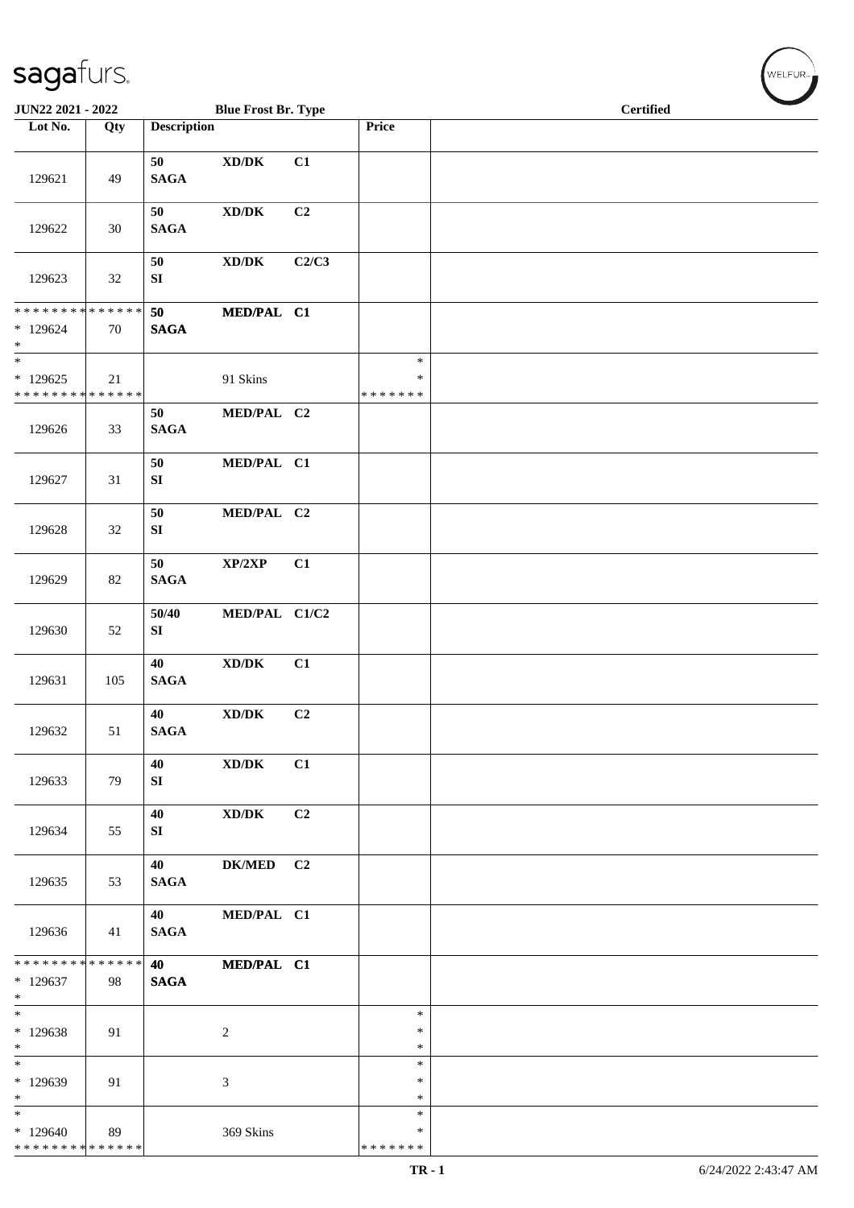JUN22 2021 - 2022 | Blue Frost Br. Type | Certified

| Lot No. | Qty | Description | | | Price | |
|---|---|---|---|---|---|---|
| 129621 | 49 | 50 SAGA | XD/DK | C1 | | |
| 129622 | 30 | 50 SAGA | XD/DK | C2 | | |
| 129623 | 32 | 50 SI | XD/DK | C2/C3 | | |
| * * * * * * * * * * * * * * <br>* 129624<br>* | 70 | 50 SAGA | MED/PAL | C1 | | |
| * <br>* 129625<br>* * * * * * * * * * * * * * | 21 | | 91 Skins | | *<br>*<br>* * * * * * * | |
| 129626 | 33 | 50 SAGA | MED/PAL | C2 | | |
| 129627 | 31 | 50 SI | MED/PAL | C1 | | |
| 129628 | 32 | 50 SI | MED/PAL | C2 | | |
| 129629 | 82 | 50 SAGA | XP/2XP | C1 | | |
| 129630 | 52 | 50/40 SI | MED/PAL | C1/C2 | | |
| 129631 | 105 | 40 SAGA | XD/DK | C1 | | |
| 129632 | 51 | 40 SAGA | XD/DK | C2 | | |
| 129633 | 79 | 40 SI | XD/DK | C1 | | |
| 129634 | 55 | 40 SI | XD/DK | C2 | | |
| 129635 | 53 | 40 SAGA | DK/MED | C2 | | |
| 129636 | 41 | 40 SAGA | MED/PAL | C1 | | |
| * * * * * * * * * * * * * * <br>* 129637<br>* | 98 | 40 SAGA | MED/PAL | C1 | | |
| * <br>* 129638<br>* | 91 | | 2 | | *<br>*<br>* | |
| * <br>* 129639<br>* | 91 | | 3 | | *<br>*<br>* | |
| * <br>* 129640<br>* * * * * * * * * * * * * * | 89 | | 369 Skins | | *<br>*<br>* * * * * * * | |

TR - 1 | 6/24/2022 2:43:47 AM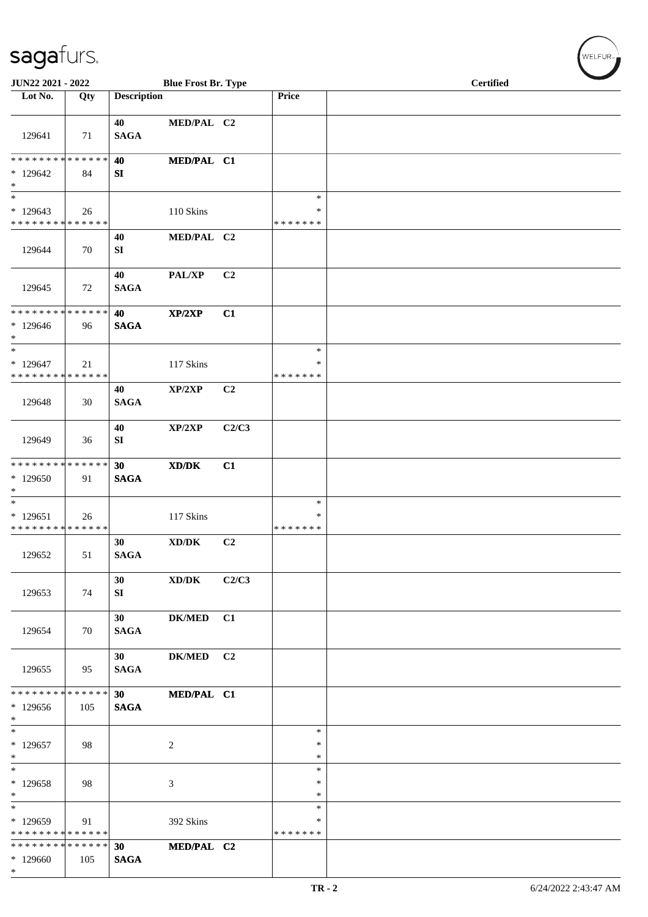# sagafurs.

**JUN22 2021 - 2022** | **Blue Frost Br. Type** | **Certified**

| Lot No. | Qty | Description | | | Price | |
|---|---|---|---|---|---|---|
| 129641 | 71 | 40 SAGA | MED/PAL | C2 | | |
| * * * * * * * * * * * * * * <br> * 129642 <br> * | 84 | 40 SI | MED/PAL | C1 | | |
| * <br> * 129643 <br> * * * * * * * * * * * * * * | 26 | | 110 Skins | | * <br> * <br> * * * * * * * | |
| 129644 | 70 | 40 SI | MED/PAL | C2 | | |
| 129645 | 72 | 40 SAGA | PAL/XP | C2 | | |
| * * * * * * * * * * * * * * <br> * 129646 <br> * | 96 | 40 SAGA | XP/2XP | C1 | | |
| * <br> * 129647 <br> * * * * * * * * * * * * * * | 21 | | 117 Skins | | * <br> * <br> * * * * * * * | |
| 129648 | 30 | 40 SAGA | XP/2XP | C2 | | |
| 129649 | 36 | 40 SI | XP/2XP | C2/C3 | | |
| * * * * * * * * * * * * * * <br> * 129650 <br> * | 91 | 30 SAGA | XD/DK | C1 | | |
| * <br> * 129651 <br> * * * * * * * * * * * * * * | 26 | | 117 Skins | | * <br> * <br> * * * * * * * | |
| 129652 | 51 | 30 SAGA | XD/DK | C2 | | |
| 129653 | 74 | 30 SI | XD/DK | C2/C3 | | |
| 129654 | 70 | 30 SAGA | DK/MED | C1 | | |
| 129655 | 95 | 30 SAGA | DK/MED | C2 | | |
| * * * * * * * * * * * * * * <br> * 129656 <br> * | 105 | 30 SAGA | MED/PAL | C1 | | |
| * <br> * 129657 <br> * | 98 | | 2 | | * <br> * <br> * | |
| * <br> * 129658 <br> * | 98 | | 3 | | * <br> * <br> * | |
| * <br> * 129659 <br> * * * * * * * * * * * * * * | 91 | | 392 Skins | | * <br> * <br> * * * * * * * | |
| * * * * * * * * * * * * * * <br> * 129660 <br> * | 105 | 30 SAGA | MED/PAL | C2 | | |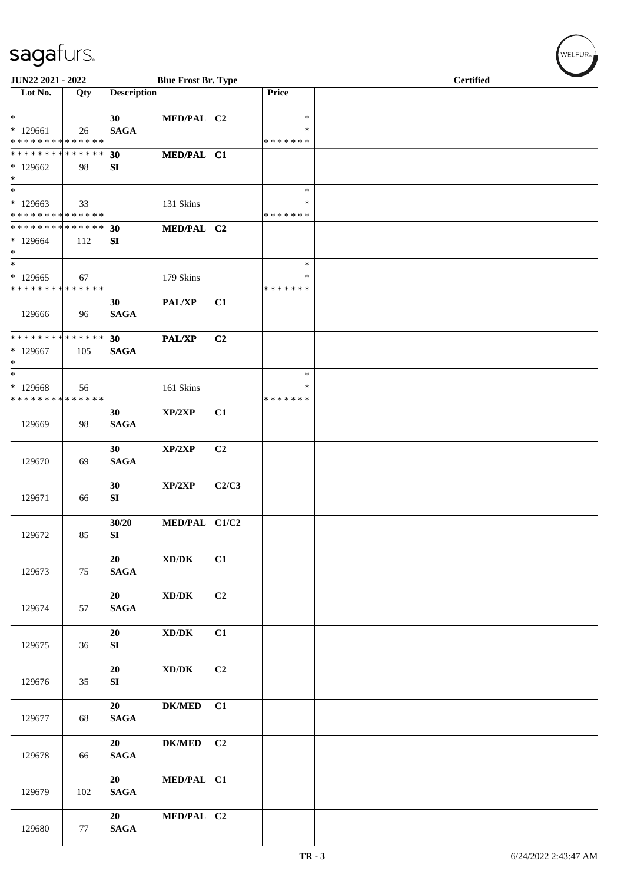JUN22 2021 - 2022 Blue Frost Br. Type Certified

| Lot No. | Qty | Description | | | Price | |
|---|---|---|---|---|---|---|
| * | | 30 | MED/PAL | C2 | * | |
| * 129661 | 26 | SAGA | | | * | |
| * * * * * * * * * * * * * * | | | | | * * * * * * * | |
| * * * * * * * * * * * * * * | | 30 | MED/PAL | C1 | | |
| * 129662 | 98 | SI | | | | |
| * | | | | | | |
| * | | | | | * | |
| * 129663 | 33 | | 131 Skins | | * | |
| * * * * * * * * * * * * * * | | | | | * * * * * * * | |
| * * * * * * * * * * * * * * | | 30 | MED/PAL | C2 | | |
| * 129664 | 112 | SI | | | | |
| * | | | | | | |
| * | | | | | * | |
| * 129665 | 67 | | 179 Skins | | * | |
| * * * * * * * * * * * * * * | | | | | * * * * * * * | |
| 129666 | 96 | 30 SAGA | PAL/XP | C1 | | |
| * * * * * * * * * * * * * * | | 30 | PAL/XP | C2 | | |
| * 129667 | 105 | SAGA | | | | |
| * | | | | | | |
| * | | | | | * | |
| * 129668 | 56 | | 161 Skins | | * | |
| * * * * * * * * * * * * * * | | | | | * * * * * * * | |
| 129669 | 98 | 30 SAGA | XP/2XP | C1 | | |
| 129670 | 69 | 30 SAGA | XP/2XP | C2 | | |
| 129671 | 66 | 30 SI | XP/2XP | C2/C3 | | |
| 129672 | 85 | 30/20 SI | MED/PAL | C1/C2 | | |
| 129673 | 75 | 20 SAGA | XD/DK | C1 | | |
| 129674 | 57 | 20 SAGA | XD/DK | C2 | | |
| 129675 | 36 | 20 SI | XD/DK | C1 | | |
| 129676 | 35 | 20 SI | XD/DK | C2 | | |
| 129677 | 68 | 20 SAGA | DK/MED | C1 | | |
| 129678 | 66 | 20 SAGA | DK/MED | C2 | | |
| 129679 | 102 | 20 SAGA | MED/PAL | C1 | | |
| 129680 | 77 | 20 SAGA | MED/PAL | C2 | | |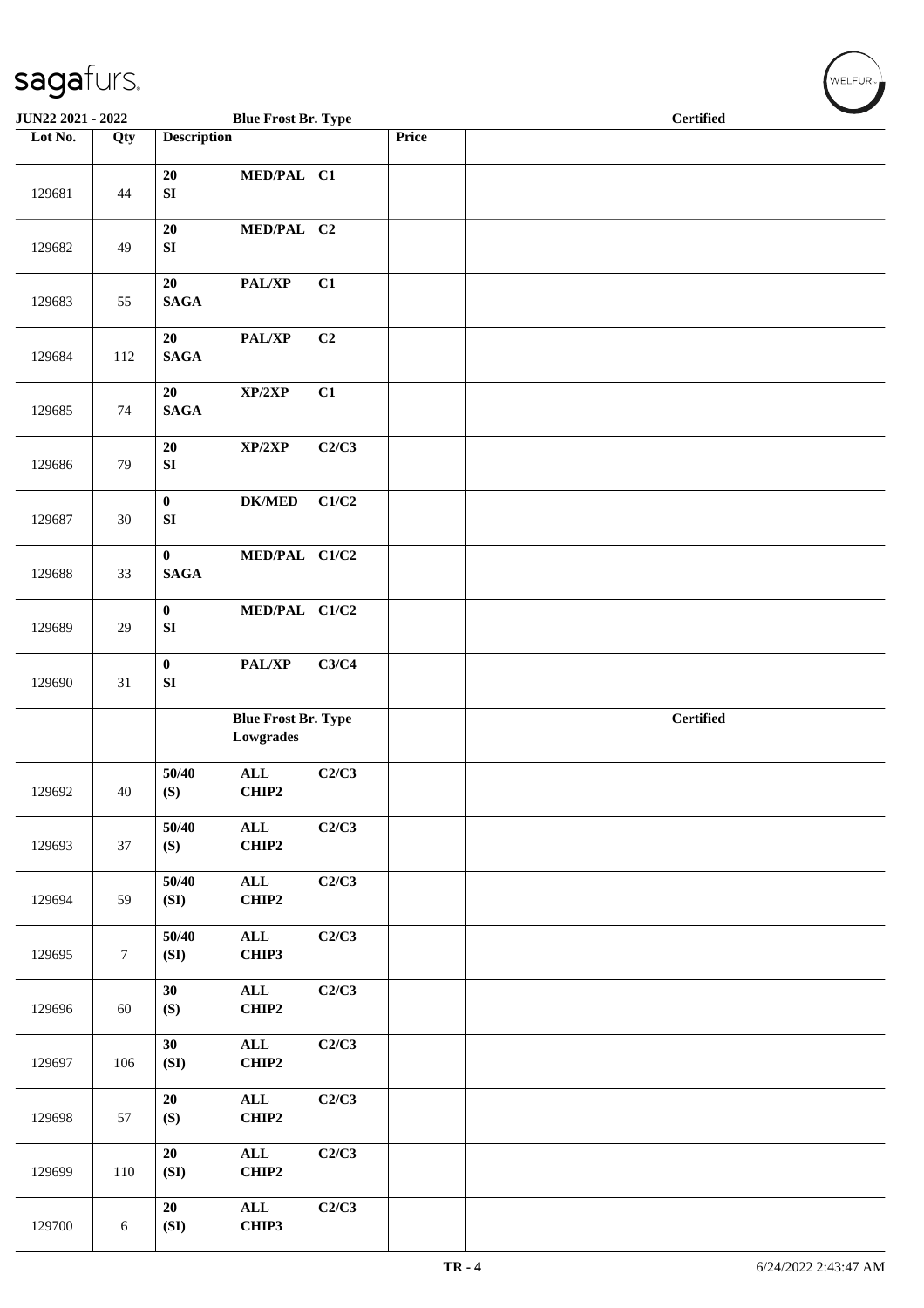| Lot No. | Qty | Description | | | Price | Certified |
|---|---|---|---|---|---|---|
| 129681 | 44 | 20 SI | MED/PAL | C1 | | |
| 129682 | 49 | 20 SI | MED/PAL | C2 | | |
| 129683 | 55 | 20 SAGA | PAL/XP | C1 | | |
| 129684 | 112 | 20 SAGA | PAL/XP | C2 | | |
| 129685 | 74 | 20 SAGA | XP/2XP | C1 | | |
| 129686 | 79 | 20 SI | XP/2XP | C2/C3 | | |
| 129687 | 30 | 0 SI | DK/MED | C1/C2 | | |
| 129688 | 33 | 0 SAGA | MED/PAL | C1/C2 | | |
| 129689 | 29 | 0 SI | MED/PAL | C1/C2 | | |
| 129690 | 31 | 0 SI | PAL/XP | C3/C4 | | |
| | | Blue Frost Br. Type Lowgrades | | | | Certified |
| 129692 | 40 | 50/40 (S) | ALL CHIP2 | C2/C3 | | |
| 129693 | 37 | 50/40 (S) | ALL CHIP2 | C2/C3 | | |
| 129694 | 59 | 50/40 (SI) | ALL CHIP2 | C2/C3 | | |
| 129695 | 7 | 50/40 (SI) | ALL CHIP3 | C2/C3 | | |
| 129696 | 60 | 30 (S) | ALL CHIP2 | C2/C3 | | |
| 129697 | 106 | 30 (SI) | ALL CHIP2 | C2/C3 | | |
| 129698 | 57 | 20 (S) | ALL CHIP2 | C2/C3 | | |
| 129699 | 110 | 20 (SI) | ALL CHIP2 | C2/C3 | | |
| 129700 | 6 | 20 (SI) | ALL CHIP3 | C2/C3 | | |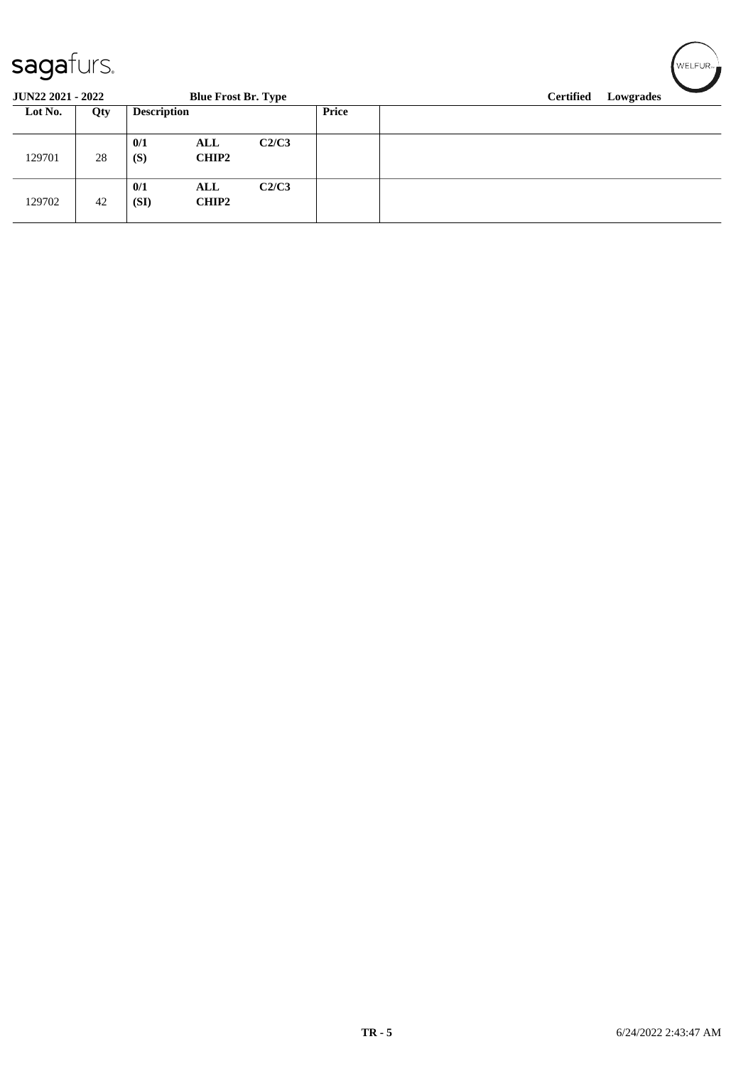**JUN22 2021 - 2022** **Blue Frost Br. Type** **Certified** **Lowgrades**

| Lot No. | Qty | Description | | | Price | |
|---|---|---|---|---|---|---|
| 129701 | 28 | **0/1** **(S)** | **ALL** **CHIP2** | **C2/C3** | | |
| 129702 | 42 | **0/1** **(SI)** | **ALL** **CHIP2** | **C2/C3** | | |